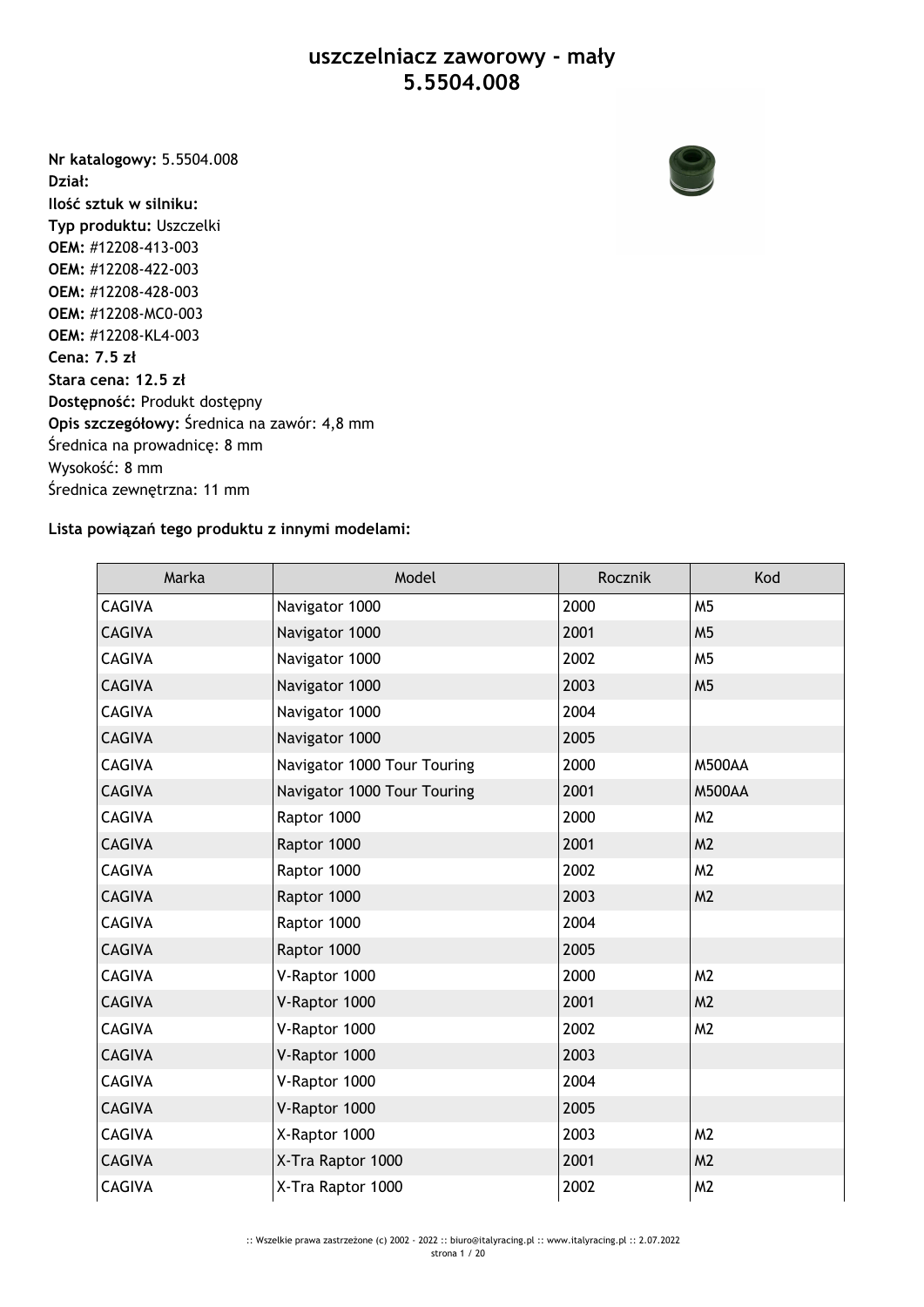# uszczelniacz zaworowy - mały
# 5.5504.008

**Nr katalogowy:** 5.5504.008
**Dział:**
**Ilość sztuk w silniku:**
**Typ produktu:** Uszczelki
**OEM:** #12208-413-003
**OEM:** #12208-422-003
**OEM:** #12208-428-003
**OEM:** #12208-MC0-003
**OEM:** #12208-KL4-003
**Cena: 7.5 zł**
**Stara cena: 12.5 zł**
**Dostępność:** Produkt dostępny
**Opis szczegółowy:** Średnica na zawór: 4,8 mm
Średnica na prowadnicę: 8 mm
Wysokość: 8 mm
Średnica zewnętrzna: 11 mm

**Lista powiązań tego produktu z innymi modelami:**

| Marka | Model | Rocznik | Kod |
|---|---|---|---|
| CAGIVA | Navigator 1000 | 2000 | M5 |
| CAGIVA | Navigator 1000 | 2001 | M5 |
| CAGIVA | Navigator 1000 | 2002 | M5 |
| CAGIVA | Navigator 1000 | 2003 | M5 |
| CAGIVA | Navigator 1000 | 2004 | |
| CAGIVA | Navigator 1000 | 2005 | |
| CAGIVA | Navigator 1000 Tour Touring | 2000 | M500AA |
| CAGIVA | Navigator 1000 Tour Touring | 2001 | M500AA |
| CAGIVA | Raptor 1000 | 2000 | M2 |
| CAGIVA | Raptor 1000 | 2001 | M2 |
| CAGIVA | Raptor 1000 | 2002 | M2 |
| CAGIVA | Raptor 1000 | 2003 | M2 |
| CAGIVA | Raptor 1000 | 2004 | |
| CAGIVA | Raptor 1000 | 2005 | |
| CAGIVA | V-Raptor 1000 | 2000 | M2 |
| CAGIVA | V-Raptor 1000 | 2001 | M2 |
| CAGIVA | V-Raptor 1000 | 2002 | M2 |
| CAGIVA | V-Raptor 1000 | 2003 | |
| CAGIVA | V-Raptor 1000 | 2004 | |
| CAGIVA | V-Raptor 1000 | 2005 | |
| CAGIVA | X-Raptor 1000 | 2003 | M2 |
| CAGIVA | X-Tra Raptor 1000 | 2001 | M2 |
| CAGIVA | X-Tra Raptor 1000 | 2002 | M2 |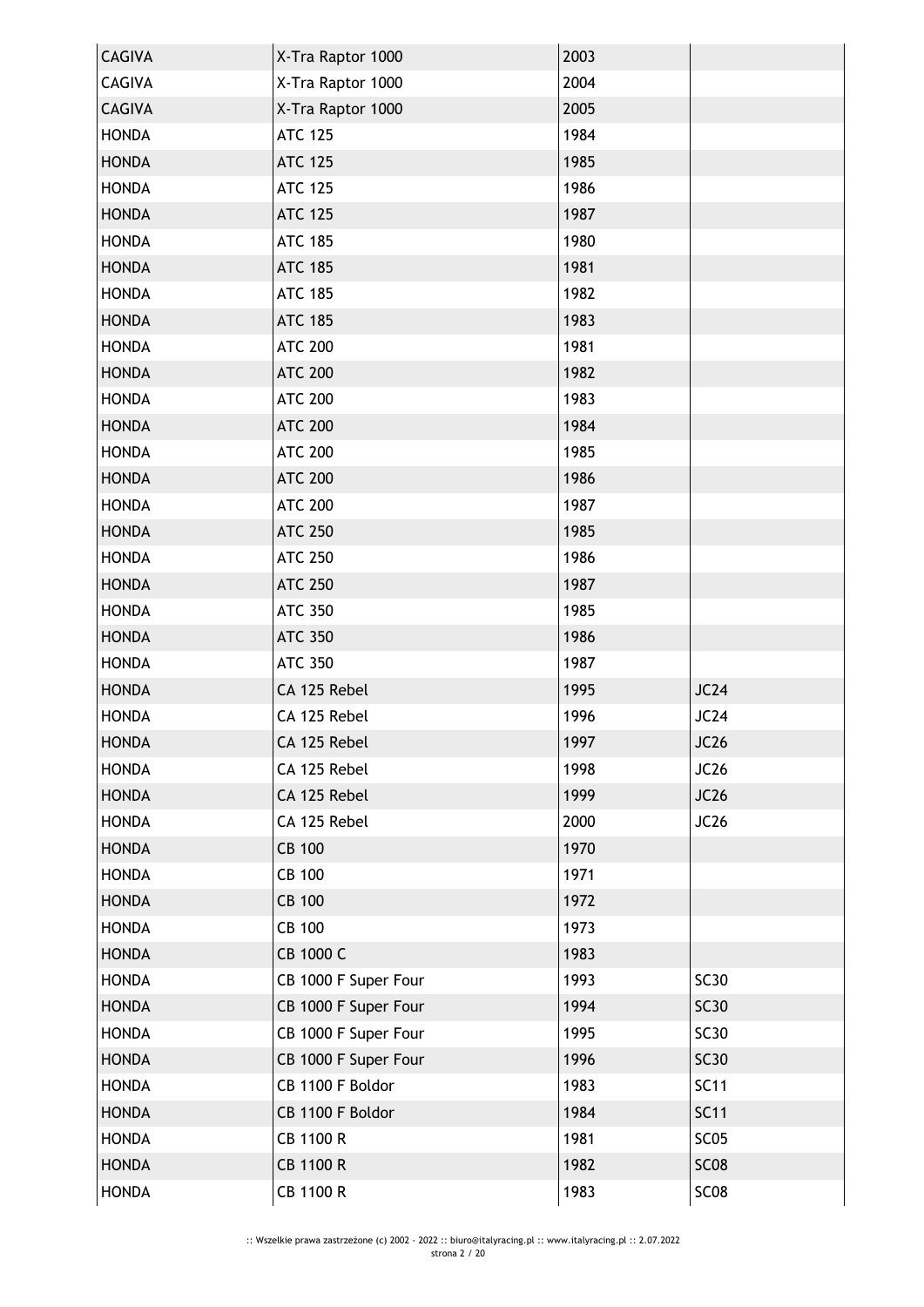| | | | |
|---|---|---|---|
| CAGIVA | X-Tra Raptor 1000 | 2003 | |
| CAGIVA | X-Tra Raptor 1000 | 2004 | |
| CAGIVA | X-Tra Raptor 1000 | 2005 | |
| HONDA | ATC 125 | 1984 | |
| HONDA | ATC 125 | 1985 | |
| HONDA | ATC 125 | 1986 | |
| HONDA | ATC 125 | 1987 | |
| HONDA | ATC 185 | 1980 | |
| HONDA | ATC 185 | 1981 | |
| HONDA | ATC 185 | 1982 | |
| HONDA | ATC 185 | 1983 | |
| HONDA | ATC 200 | 1981 | |
| HONDA | ATC 200 | 1982 | |
| HONDA | ATC 200 | 1983 | |
| HONDA | ATC 200 | 1984 | |
| HONDA | ATC 200 | 1985 | |
| HONDA | ATC 200 | 1986 | |
| HONDA | ATC 200 | 1987 | |
| HONDA | ATC 250 | 1985 | |
| HONDA | ATC 250 | 1986 | |
| HONDA | ATC 250 | 1987 | |
| HONDA | ATC 350 | 1985 | |
| HONDA | ATC 350 | 1986 | |
| HONDA | ATC 350 | 1987 | |
| HONDA | CA 125 Rebel | 1995 | JC24 |
| HONDA | CA 125 Rebel | 1996 | JC24 |
| HONDA | CA 125 Rebel | 1997 | JC26 |
| HONDA | CA 125 Rebel | 1998 | JC26 |
| HONDA | CA 125 Rebel | 1999 | JC26 |
| HONDA | CA 125 Rebel | 2000 | JC26 |
| HONDA | CB 100 | 1970 | |
| HONDA | CB 100 | 1971 | |
| HONDA | CB 100 | 1972 | |
| HONDA | CB 100 | 1973 | |
| HONDA | CB 1000 C | 1983 | |
| HONDA | CB 1000 F Super Four | 1993 | SC30 |
| HONDA | CB 1000 F Super Four | 1994 | SC30 |
| HONDA | CB 1000 F Super Four | 1995 | SC30 |
| HONDA | CB 1000 F Super Four | 1996 | SC30 |
| HONDA | CB 1100 F Boldor | 1983 | SC11 |
| HONDA | CB 1100 F Boldor | 1984 | SC11 |
| HONDA | CB 1100 R | 1981 | SC05 |
| HONDA | CB 1100 R | 1982 | SC08 |
| HONDA | CB 1100 R | 1983 | SC08 |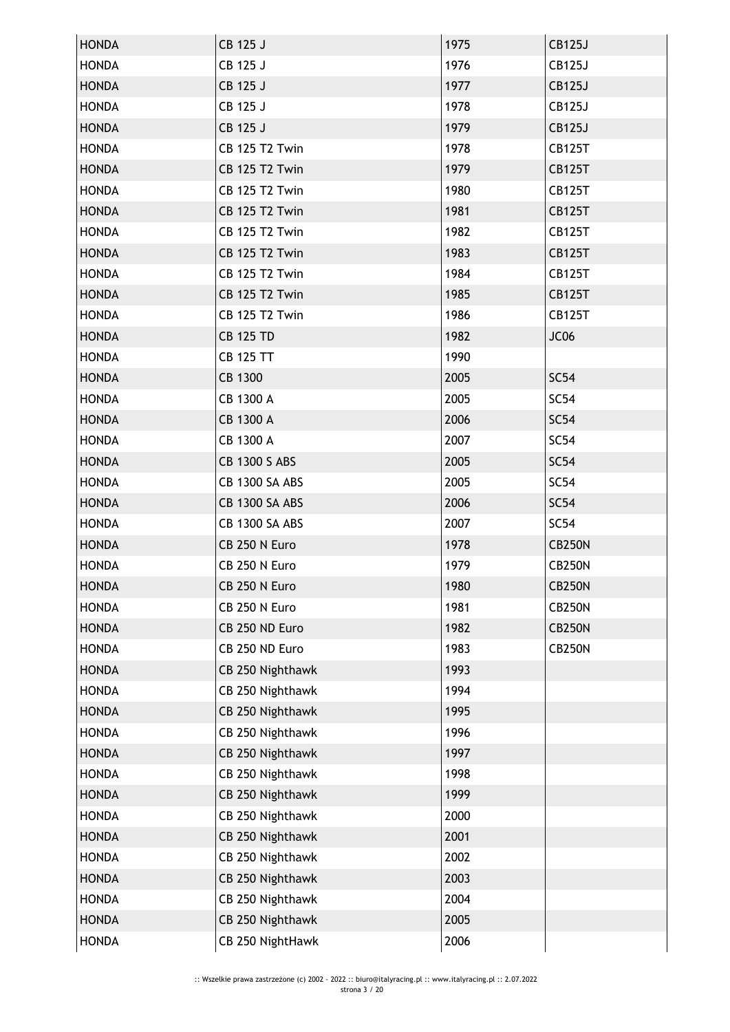| HONDA | CB 125 J | 1975 | CB125J |
|---|---|---|---|
| HONDA | CB 125 J | 1976 | CB125J |
| HONDA | CB 125 J | 1977 | CB125J |
| HONDA | CB 125 J | 1978 | CB125J |
| HONDA | CB 125 J | 1979 | CB125J |
| HONDA | CB 125 T2 Twin | 1978 | CB125T |
| HONDA | CB 125 T2 Twin | 1979 | CB125T |
| HONDA | CB 125 T2 Twin | 1980 | CB125T |
| HONDA | CB 125 T2 Twin | 1981 | CB125T |
| HONDA | CB 125 T2 Twin | 1982 | CB125T |
| HONDA | CB 125 T2 Twin | 1983 | CB125T |
| HONDA | CB 125 T2 Twin | 1984 | CB125T |
| HONDA | CB 125 T2 Twin | 1985 | CB125T |
| HONDA | CB 125 T2 Twin | 1986 | CB125T |
| HONDA | CB 125 TD | 1982 | JC06 |
| HONDA | CB 125 TT | 1990 | |
| HONDA | CB 1300 | 2005 | SC54 |
| HONDA | CB 1300 A | 2005 | SC54 |
| HONDA | CB 1300 A | 2006 | SC54 |
| HONDA | CB 1300 A | 2007 | SC54 |
| HONDA | CB 1300 S ABS | 2005 | SC54 |
| HONDA | CB 1300 SA ABS | 2005 | SC54 |
| HONDA | CB 1300 SA ABS | 2006 | SC54 |
| HONDA | CB 1300 SA ABS | 2007 | SC54 |
| HONDA | CB 250 N Euro | 1978 | CB250N |
| HONDA | CB 250 N Euro | 1979 | CB250N |
| HONDA | CB 250 N Euro | 1980 | CB250N |
| HONDA | CB 250 N Euro | 1981 | CB250N |
| HONDA | CB 250 ND Euro | 1982 | CB250N |
| HONDA | CB 250 ND Euro | 1983 | CB250N |
| HONDA | CB 250 Nighthawk | 1993 | |
| HONDA | CB 250 Nighthawk | 1994 | |
| HONDA | CB 250 Nighthawk | 1995 | |
| HONDA | CB 250 Nighthawk | 1996 | |
| HONDA | CB 250 Nighthawk | 1997 | |
| HONDA | CB 250 Nighthawk | 1998 | |
| HONDA | CB 250 Nighthawk | 1999 | |
| HONDA | CB 250 Nighthawk | 2000 | |
| HONDA | CB 250 Nighthawk | 2001 | |
| HONDA | CB 250 Nighthawk | 2002 | |
| HONDA | CB 250 Nighthawk | 2003 | |
| HONDA | CB 250 Nighthawk | 2004 | |
| HONDA | CB 250 Nighthawk | 2005 | |
| HONDA | CB 250 NightHawk | 2006 | |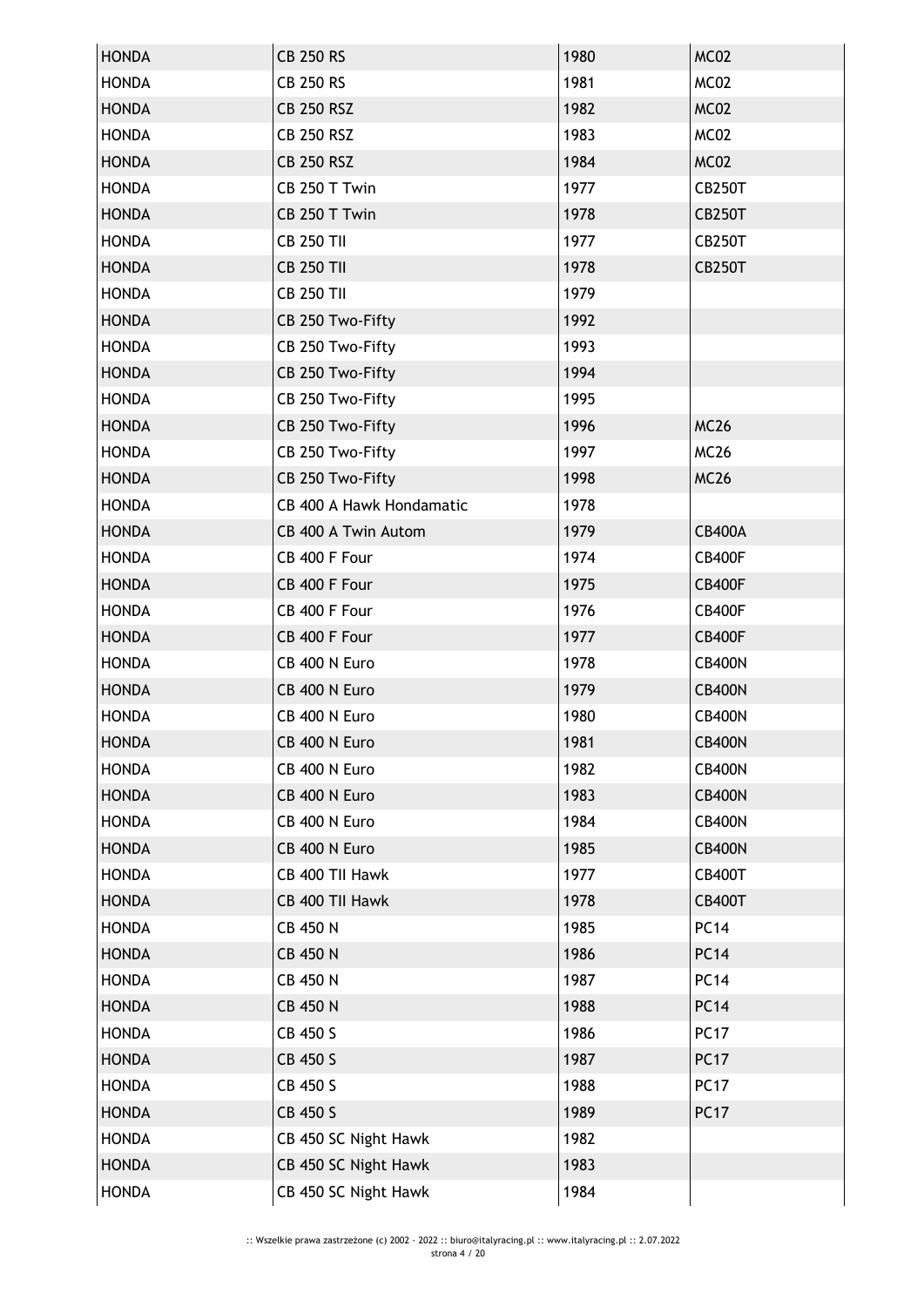| | | | |
|---|---|---|---|
| HONDA | CB 250 RS | 1980 | MC02 |
| HONDA | CB 250 RS | 1981 | MC02 |
| HONDA | CB 250 RSZ | 1982 | MC02 |
| HONDA | CB 250 RSZ | 1983 | MC02 |
| HONDA | CB 250 RSZ | 1984 | MC02 |
| HONDA | CB 250 T Twin | 1977 | CB250T |
| HONDA | CB 250 T Twin | 1978 | CB250T |
| HONDA | CB 250 TII | 1977 | CB250T |
| HONDA | CB 250 TII | 1978 | CB250T |
| HONDA | CB 250 TII | 1979 | |
| HONDA | CB 250 Two-Fifty | 1992 | |
| HONDA | CB 250 Two-Fifty | 1993 | |
| HONDA | CB 250 Two-Fifty | 1994 | |
| HONDA | CB 250 Two-Fifty | 1995 | |
| HONDA | CB 250 Two-Fifty | 1996 | MC26 |
| HONDA | CB 250 Two-Fifty | 1997 | MC26 |
| HONDA | CB 250 Two-Fifty | 1998 | MC26 |
| HONDA | CB 400 A Hawk Hondamatic | 1978 | |
| HONDA | CB 400 A Twin Autom | 1979 | CB400A |
| HONDA | CB 400 F Four | 1974 | CB400F |
| HONDA | CB 400 F Four | 1975 | CB400F |
| HONDA | CB 400 F Four | 1976 | CB400F |
| HONDA | CB 400 F Four | 1977 | CB400F |
| HONDA | CB 400 N Euro | 1978 | CB400N |
| HONDA | CB 400 N Euro | 1979 | CB400N |
| HONDA | CB 400 N Euro | 1980 | CB400N |
| HONDA | CB 400 N Euro | 1981 | CB400N |
| HONDA | CB 400 N Euro | 1982 | CB400N |
| HONDA | CB 400 N Euro | 1983 | CB400N |
| HONDA | CB 400 N Euro | 1984 | CB400N |
| HONDA | CB 400 N Euro | 1985 | CB400N |
| HONDA | CB 400 TII Hawk | 1977 | CB400T |
| HONDA | CB 400 TII Hawk | 1978 | CB400T |
| HONDA | CB 450 N | 1985 | PC14 |
| HONDA | CB 450 N | 1986 | PC14 |
| HONDA | CB 450 N | 1987 | PC14 |
| HONDA | CB 450 N | 1988 | PC14 |
| HONDA | CB 450 S | 1986 | PC17 |
| HONDA | CB 450 S | 1987 | PC17 |
| HONDA | CB 450 S | 1988 | PC17 |
| HONDA | CB 450 S | 1989 | PC17 |
| HONDA | CB 450 SC Night Hawk | 1982 | |
| HONDA | CB 450 SC Night Hawk | 1983 | |
| HONDA | CB 450 SC Night Hawk | 1984 | |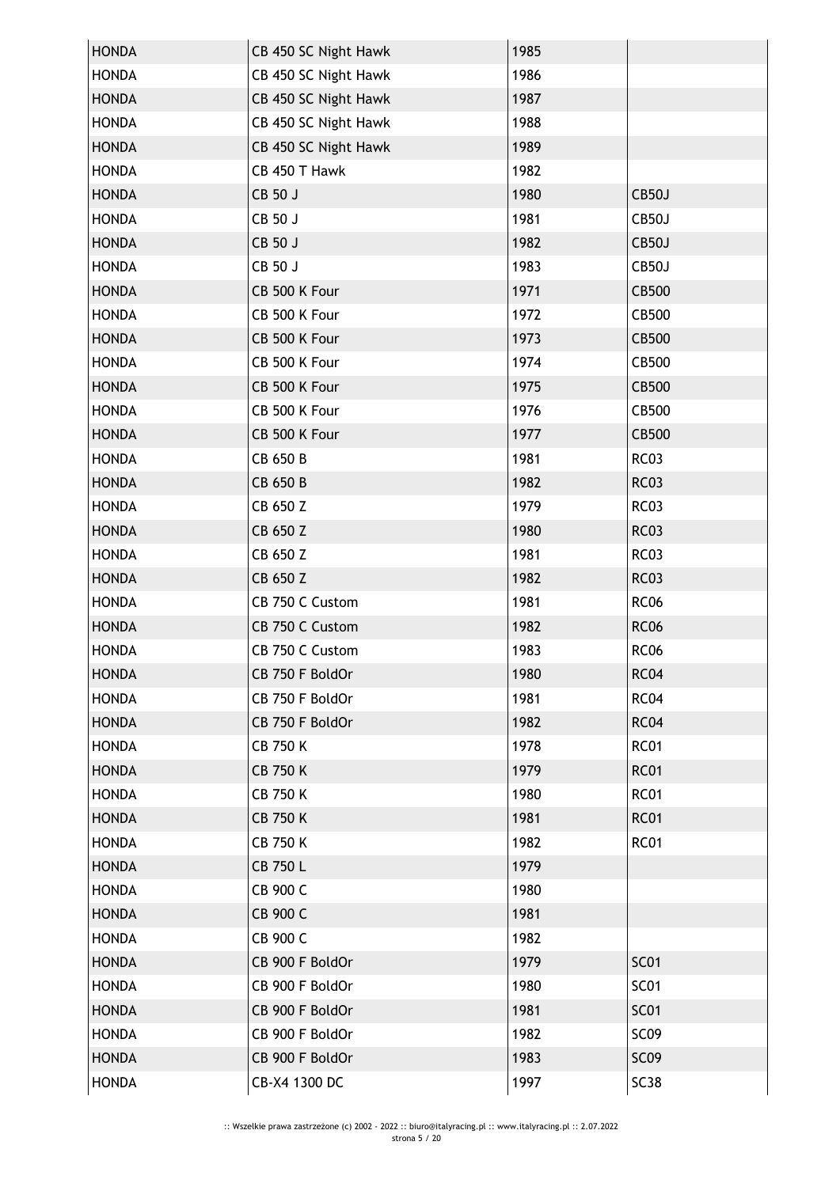| HONDA | CB 450 SC Night Hawk | 1985 | |
|---|---|---|---|
| HONDA | CB 450 SC Night Hawk | 1986 | |
| HONDA | CB 450 SC Night Hawk | 1987 | |
| HONDA | CB 450 SC Night Hawk | 1988 | |
| HONDA | CB 450 SC Night Hawk | 1989 | |
| HONDA | CB 450 T Hawk | 1982 | |
| HONDA | CB 50 J | 1980 | CB50J |
| HONDA | CB 50 J | 1981 | CB50J |
| HONDA | CB 50 J | 1982 | CB50J |
| HONDA | CB 50 J | 1983 | CB50J |
| HONDA | CB 500 K Four | 1971 | CB500 |
| HONDA | CB 500 K Four | 1972 | CB500 |
| HONDA | CB 500 K Four | 1973 | CB500 |
| HONDA | CB 500 K Four | 1974 | CB500 |
| HONDA | CB 500 K Four | 1975 | CB500 |
| HONDA | CB 500 K Four | 1976 | CB500 |
| HONDA | CB 500 K Four | 1977 | CB500 |
| HONDA | CB 650 B | 1981 | RC03 |
| HONDA | CB 650 B | 1982 | RC03 |
| HONDA | CB 650 Z | 1979 | RC03 |
| HONDA | CB 650 Z | 1980 | RC03 |
| HONDA | CB 650 Z | 1981 | RC03 |
| HONDA | CB 650 Z | 1982 | RC03 |
| HONDA | CB 750 C Custom | 1981 | RC06 |
| HONDA | CB 750 C Custom | 1982 | RC06 |
| HONDA | CB 750 C Custom | 1983 | RC06 |
| HONDA | CB 750 F BoldOr | 1980 | RC04 |
| HONDA | CB 750 F BoldOr | 1981 | RC04 |
| HONDA | CB 750 F BoldOr | 1982 | RC04 |
| HONDA | CB 750 K | 1978 | RC01 |
| HONDA | CB 750 K | 1979 | RC01 |
| HONDA | CB 750 K | 1980 | RC01 |
| HONDA | CB 750 K | 1981 | RC01 |
| HONDA | CB 750 K | 1982 | RC01 |
| HONDA | CB 750 L | 1979 | |
| HONDA | CB 900 C | 1980 | |
| HONDA | CB 900 C | 1981 | |
| HONDA | CB 900 C | 1982 | |
| HONDA | CB 900 F BoldOr | 1979 | SC01 |
| HONDA | CB 900 F BoldOr | 1980 | SC01 |
| HONDA | CB 900 F BoldOr | 1981 | SC01 |
| HONDA | CB 900 F BoldOr | 1982 | SC09 |
| HONDA | CB 900 F BoldOr | 1983 | SC09 |
| HONDA | CB-X4 1300 DC | 1997 | SC38 |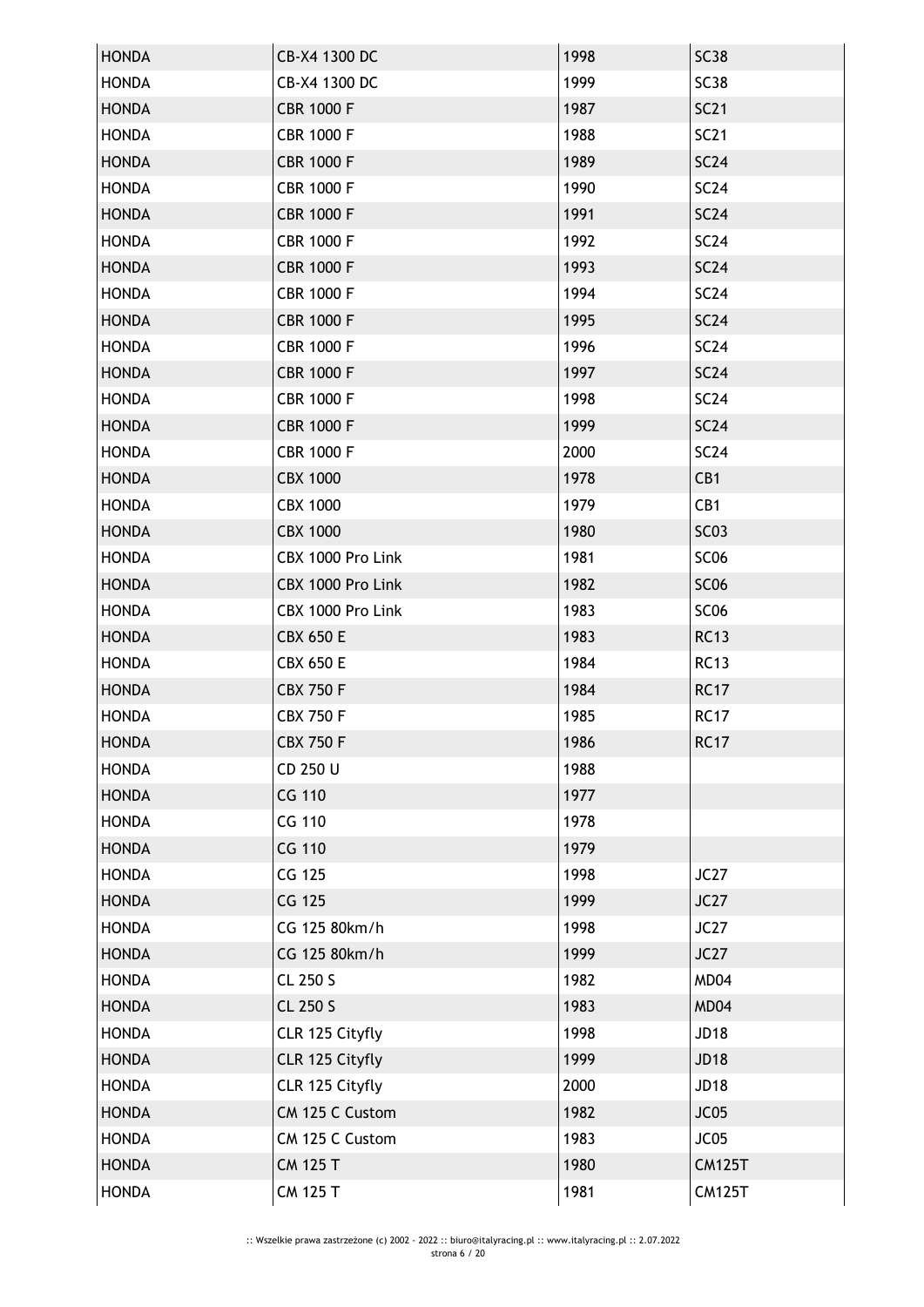| | | | |
|---|---|---|---|
| HONDA | CB-X4 1300 DC | 1998 | SC38 |
| HONDA | CB-X4 1300 DC | 1999 | SC38 |
| HONDA | CBR 1000 F | 1987 | SC21 |
| HONDA | CBR 1000 F | 1988 | SC21 |
| HONDA | CBR 1000 F | 1989 | SC24 |
| HONDA | CBR 1000 F | 1990 | SC24 |
| HONDA | CBR 1000 F | 1991 | SC24 |
| HONDA | CBR 1000 F | 1992 | SC24 |
| HONDA | CBR 1000 F | 1993 | SC24 |
| HONDA | CBR 1000 F | 1994 | SC24 |
| HONDA | CBR 1000 F | 1995 | SC24 |
| HONDA | CBR 1000 F | 1996 | SC24 |
| HONDA | CBR 1000 F | 1997 | SC24 |
| HONDA | CBR 1000 F | 1998 | SC24 |
| HONDA | CBR 1000 F | 1999 | SC24 |
| HONDA | CBR 1000 F | 2000 | SC24 |
| HONDA | CBX 1000 | 1978 | CB1 |
| HONDA | CBX 1000 | 1979 | CB1 |
| HONDA | CBX 1000 | 1980 | SC03 |
| HONDA | CBX 1000 Pro Link | 1981 | SC06 |
| HONDA | CBX 1000 Pro Link | 1982 | SC06 |
| HONDA | CBX 1000 Pro Link | 1983 | SC06 |
| HONDA | CBX 650 E | 1983 | RC13 |
| HONDA | CBX 650 E | 1984 | RC13 |
| HONDA | CBX 750 F | 1984 | RC17 |
| HONDA | CBX 750 F | 1985 | RC17 |
| HONDA | CBX 750 F | 1986 | RC17 |
| HONDA | CD 250 U | 1988 | |
| HONDA | CG 110 | 1977 | |
| HONDA | CG 110 | 1978 | |
| HONDA | CG 110 | 1979 | |
| HONDA | CG 125 | 1998 | JC27 |
| HONDA | CG 125 | 1999 | JC27 |
| HONDA | CG 125 80km/h | 1998 | JC27 |
| HONDA | CG 125 80km/h | 1999 | JC27 |
| HONDA | CL 250 S | 1982 | MD04 |
| HONDA | CL 250 S | 1983 | MD04 |
| HONDA | CLR 125 Cityfly | 1998 | JD18 |
| HONDA | CLR 125 Cityfly | 1999 | JD18 |
| HONDA | CLR 125 Cityfly | 2000 | JD18 |
| HONDA | CM 125 C Custom | 1982 | JC05 |
| HONDA | CM 125 C Custom | 1983 | JC05 |
| HONDA | CM 125 T | 1980 | CM125T |
| HONDA | CM 125 T | 1981 | CM125T |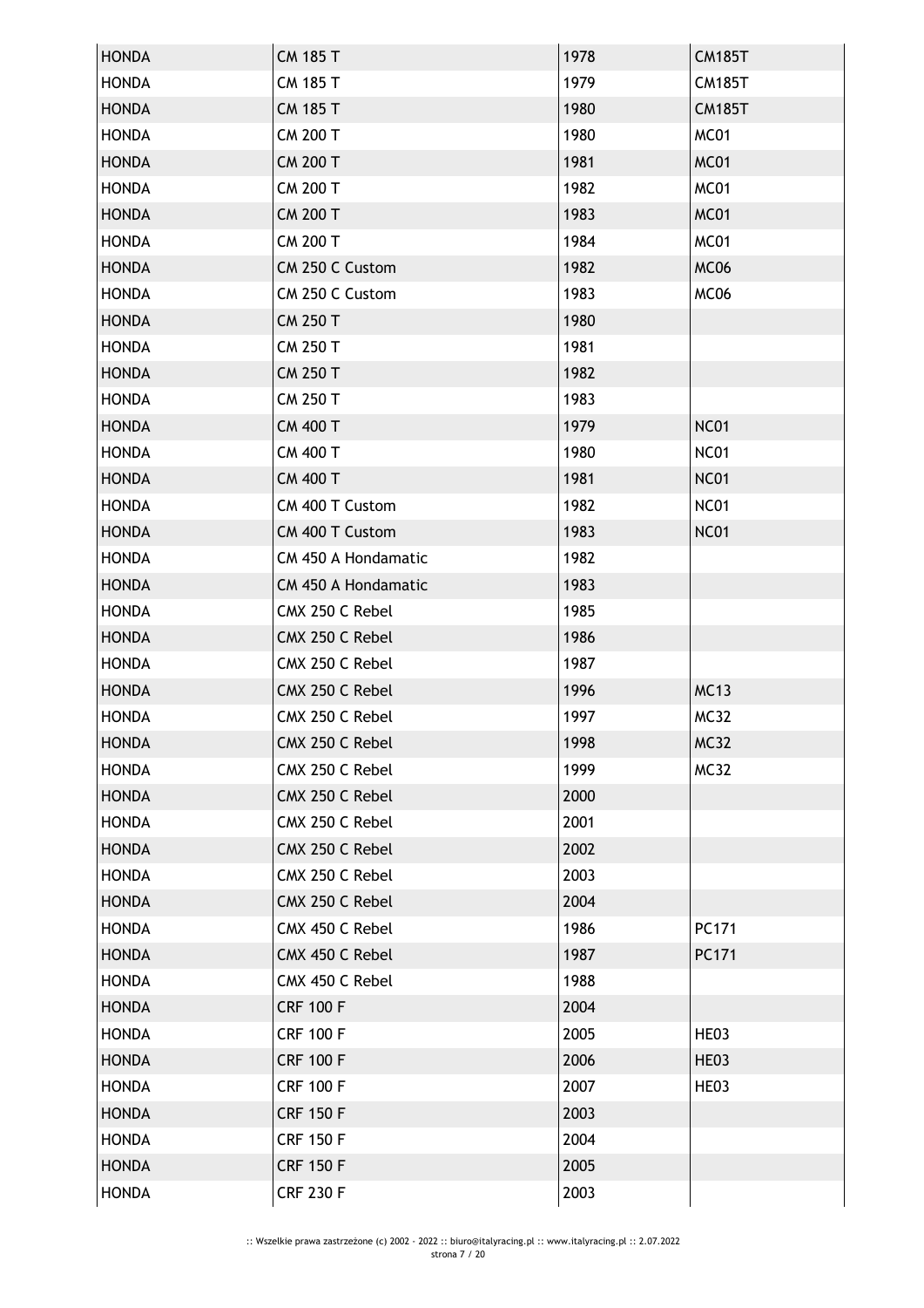| HONDA | CM 185 T | 1978 | CM185T |
|---|---|---|---|
| HONDA | CM 185 T | 1979 | CM185T |
| HONDA | CM 185 T | 1980 | CM185T |
| HONDA | CM 200 T | 1980 | MC01 |
| HONDA | CM 200 T | 1981 | MC01 |
| HONDA | CM 200 T | 1982 | MC01 |
| HONDA | CM 200 T | 1983 | MC01 |
| HONDA | CM 200 T | 1984 | MC01 |
| HONDA | CM 250 C Custom | 1982 | MC06 |
| HONDA | CM 250 C Custom | 1983 | MC06 |
| HONDA | CM 250 T | 1980 | |
| HONDA | CM 250 T | 1981 | |
| HONDA | CM 250 T | 1982 | |
| HONDA | CM 250 T | 1983 | |
| HONDA | CM 400 T | 1979 | NC01 |
| HONDA | CM 400 T | 1980 | NC01 |
| HONDA | CM 400 T | 1981 | NC01 |
| HONDA | CM 400 T Custom | 1982 | NC01 |
| HONDA | CM 400 T Custom | 1983 | NC01 |
| HONDA | CM 450 A Hondamatic | 1982 | |
| HONDA | CM 450 A Hondamatic | 1983 | |
| HONDA | CMX 250 C Rebel | 1985 | |
| HONDA | CMX 250 C Rebel | 1986 | |
| HONDA | CMX 250 C Rebel | 1987 | |
| HONDA | CMX 250 C Rebel | 1996 | MC13 |
| HONDA | CMX 250 C Rebel | 1997 | MC32 |
| HONDA | CMX 250 C Rebel | 1998 | MC32 |
| HONDA | CMX 250 C Rebel | 1999 | MC32 |
| HONDA | CMX 250 C Rebel | 2000 | |
| HONDA | CMX 250 C Rebel | 2001 | |
| HONDA | CMX 250 C Rebel | 2002 | |
| HONDA | CMX 250 C Rebel | 2003 | |
| HONDA | CMX 250 C Rebel | 2004 | |
| HONDA | CMX 450 C Rebel | 1986 | PC171 |
| HONDA | CMX 450 C Rebel | 1987 | PC171 |
| HONDA | CMX 450 C Rebel | 1988 | |
| HONDA | CRF 100 F | 2004 | |
| HONDA | CRF 100 F | 2005 | HE03 |
| HONDA | CRF 100 F | 2006 | HE03 |
| HONDA | CRF 100 F | 2007 | HE03 |
| HONDA | CRF 150 F | 2003 | |
| HONDA | CRF 150 F | 2004 | |
| HONDA | CRF 150 F | 2005 | |
| HONDA | CRF 230 F | 2003 | |

:: Wszelkie prawa zastrzeżone (c) 2002 - 2022 :: biuro@italyracing.pl :: www.italyracing.pl :: 2.07.2022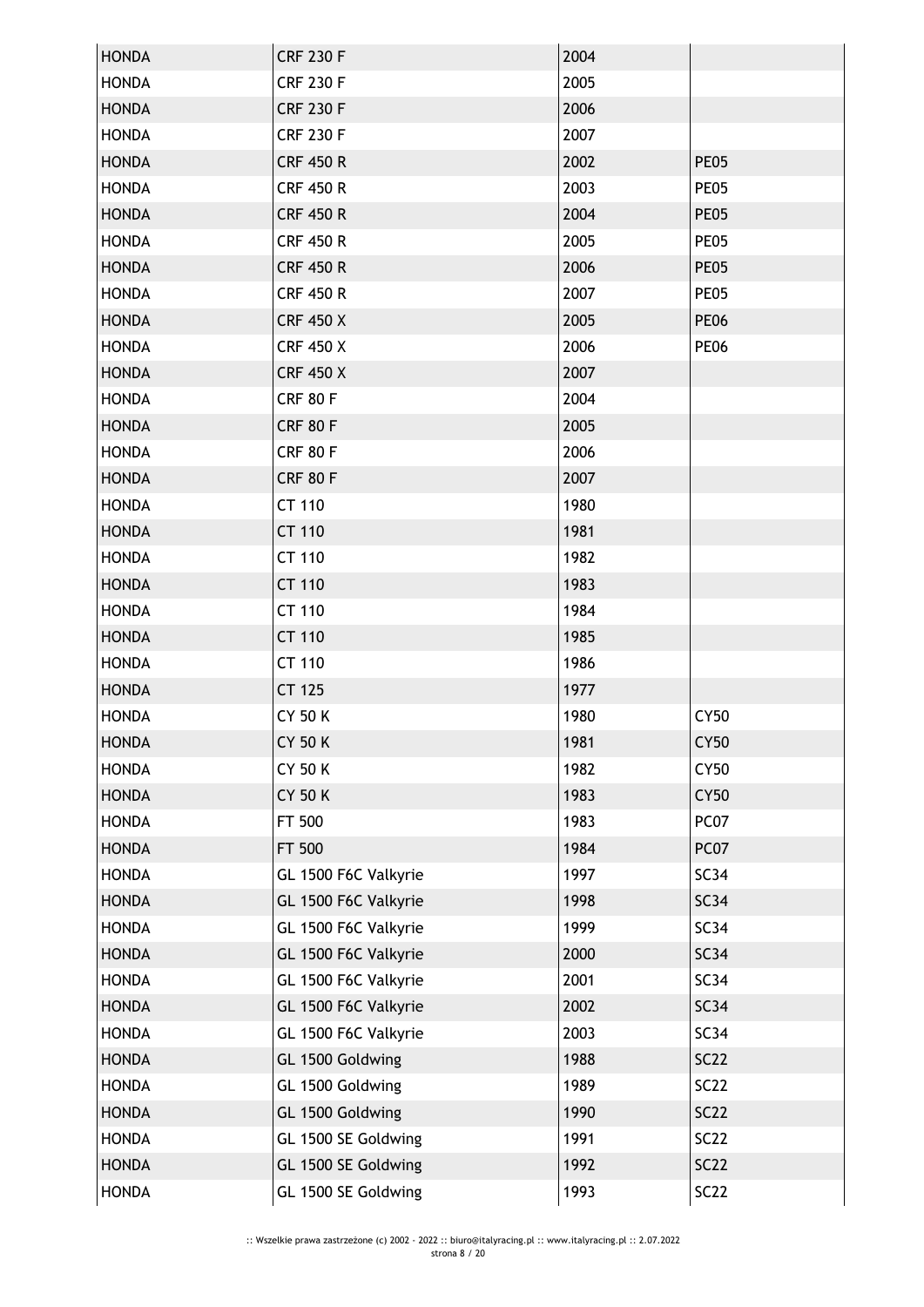| | | | |
|---|---|---|---|
| HONDA | CRF 230 F | 2004 | |
| HONDA | CRF 230 F | 2005 | |
| HONDA | CRF 230 F | 2006 | |
| HONDA | CRF 230 F | 2007 | |
| HONDA | CRF 450 R | 2002 | PE05 |
| HONDA | CRF 450 R | 2003 | PE05 |
| HONDA | CRF 450 R | 2004 | PE05 |
| HONDA | CRF 450 R | 2005 | PE05 |
| HONDA | CRF 450 R | 2006 | PE05 |
| HONDA | CRF 450 R | 2007 | PE05 |
| HONDA | CRF 450 X | 2005 | PE06 |
| HONDA | CRF 450 X | 2006 | PE06 |
| HONDA | CRF 450 X | 2007 | |
| HONDA | CRF 80 F | 2004 | |
| HONDA | CRF 80 F | 2005 | |
| HONDA | CRF 80 F | 2006 | |
| HONDA | CRF 80 F | 2007 | |
| HONDA | CT 110 | 1980 | |
| HONDA | CT 110 | 1981 | |
| HONDA | CT 110 | 1982 | |
| HONDA | CT 110 | 1983 | |
| HONDA | CT 110 | 1984 | |
| HONDA | CT 110 | 1985 | |
| HONDA | CT 110 | 1986 | |
| HONDA | CT 125 | 1977 | |
| HONDA | CY 50 K | 1980 | CY50 |
| HONDA | CY 50 K | 1981 | CY50 |
| HONDA | CY 50 K | 1982 | CY50 |
| HONDA | CY 50 K | 1983 | CY50 |
| HONDA | FT 500 | 1983 | PC07 |
| HONDA | FT 500 | 1984 | PC07 |
| HONDA | GL 1500 F6C Valkyrie | 1997 | SC34 |
| HONDA | GL 1500 F6C Valkyrie | 1998 | SC34 |
| HONDA | GL 1500 F6C Valkyrie | 1999 | SC34 |
| HONDA | GL 1500 F6C Valkyrie | 2000 | SC34 |
| HONDA | GL 1500 F6C Valkyrie | 2001 | SC34 |
| HONDA | GL 1500 F6C Valkyrie | 2002 | SC34 |
| HONDA | GL 1500 F6C Valkyrie | 2003 | SC34 |
| HONDA | GL 1500 Goldwing | 1988 | SC22 |
| HONDA | GL 1500 Goldwing | 1989 | SC22 |
| HONDA | GL 1500 Goldwing | 1990 | SC22 |
| HONDA | GL 1500 SE Goldwing | 1991 | SC22 |
| HONDA | GL 1500 SE Goldwing | 1992 | SC22 |
| HONDA | GL 1500 SE Goldwing | 1993 | SC22 |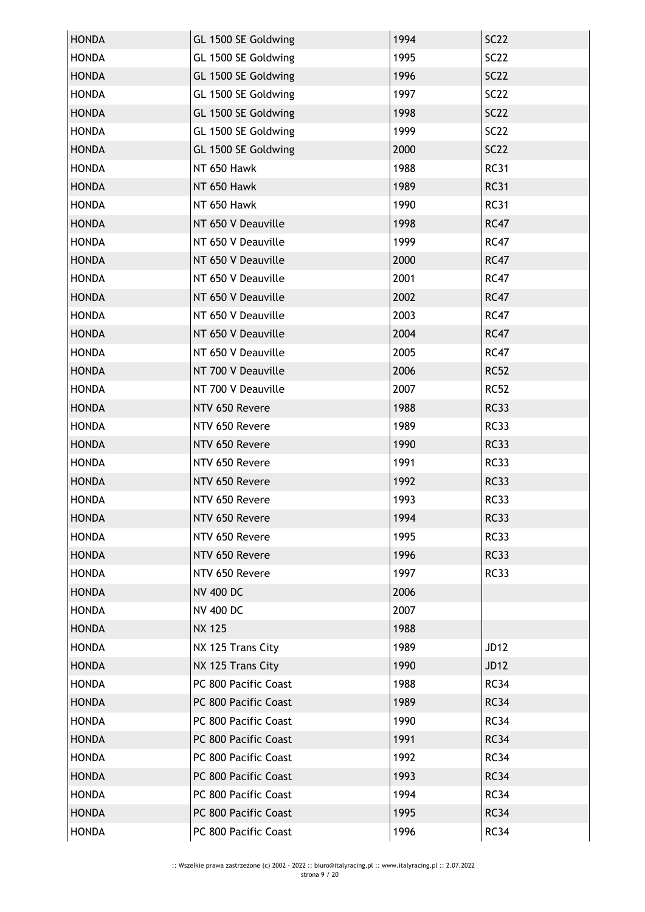| HONDA | GL 1500 SE Goldwing | 1994 | SC22 |
|---|---|---|---|
| HONDA | GL 1500 SE Goldwing | 1995 | SC22 |
| HONDA | GL 1500 SE Goldwing | 1996 | SC22 |
| HONDA | GL 1500 SE Goldwing | 1997 | SC22 |
| HONDA | GL 1500 SE Goldwing | 1998 | SC22 |
| HONDA | GL 1500 SE Goldwing | 1999 | SC22 |
| HONDA | GL 1500 SE Goldwing | 2000 | SC22 |
| HONDA | NT 650 Hawk | 1988 | RC31 |
| HONDA | NT 650 Hawk | 1989 | RC31 |
| HONDA | NT 650 Hawk | 1990 | RC31 |
| HONDA | NT 650 V Deauville | 1998 | RC47 |
| HONDA | NT 650 V Deauville | 1999 | RC47 |
| HONDA | NT 650 V Deauville | 2000 | RC47 |
| HONDA | NT 650 V Deauville | 2001 | RC47 |
| HONDA | NT 650 V Deauville | 2002 | RC47 |
| HONDA | NT 650 V Deauville | 2003 | RC47 |
| HONDA | NT 650 V Deauville | 2004 | RC47 |
| HONDA | NT 650 V Deauville | 2005 | RC47 |
| HONDA | NT 700 V Deauville | 2006 | RC52 |
| HONDA | NT 700 V Deauville | 2007 | RC52 |
| HONDA | NTV 650 Revere | 1988 | RC33 |
| HONDA | NTV 650 Revere | 1989 | RC33 |
| HONDA | NTV 650 Revere | 1990 | RC33 |
| HONDA | NTV 650 Revere | 1991 | RC33 |
| HONDA | NTV 650 Revere | 1992 | RC33 |
| HONDA | NTV 650 Revere | 1993 | RC33 |
| HONDA | NTV 650 Revere | 1994 | RC33 |
| HONDA | NTV 650 Revere | 1995 | RC33 |
| HONDA | NTV 650 Revere | 1996 | RC33 |
| HONDA | NTV 650 Revere | 1997 | RC33 |
| HONDA | NV 400 DC | 2006 | |
| HONDA | NV 400 DC | 2007 | |
| HONDA | NX 125 | 1988 | |
| HONDA | NX 125 Trans City | 1989 | JD12 |
| HONDA | NX 125 Trans City | 1990 | JD12 |
| HONDA | PC 800 Pacific Coast | 1988 | RC34 |
| HONDA | PC 800 Pacific Coast | 1989 | RC34 |
| HONDA | PC 800 Pacific Coast | 1990 | RC34 |
| HONDA | PC 800 Pacific Coast | 1991 | RC34 |
| HONDA | PC 800 Pacific Coast | 1992 | RC34 |
| HONDA | PC 800 Pacific Coast | 1993 | RC34 |
| HONDA | PC 800 Pacific Coast | 1994 | RC34 |
| HONDA | PC 800 Pacific Coast | 1995 | RC34 |
| HONDA | PC 800 Pacific Coast | 1996 | RC34 |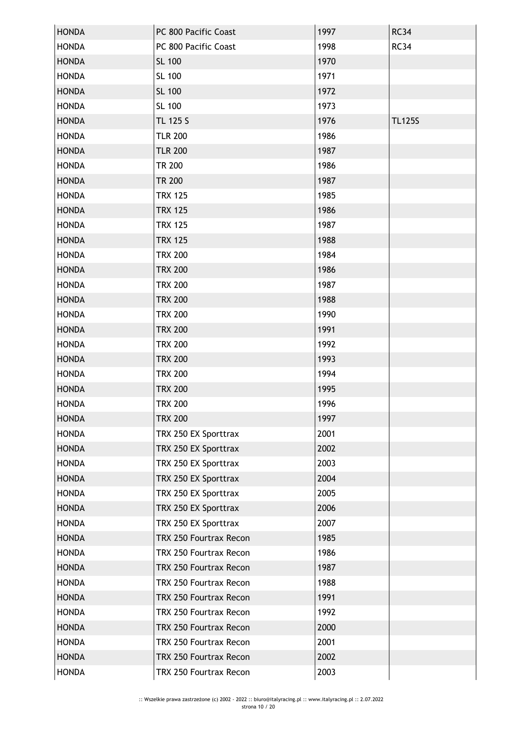| HONDA | PC 800 Pacific Coast | 1997 | RC34 |
|---|---|---|---|
| HONDA | PC 800 Pacific Coast | 1998 | RC34 |
| HONDA | SL 100 | 1970 | |
| HONDA | SL 100 | 1971 | |
| HONDA | SL 100 | 1972 | |
| HONDA | SL 100 | 1973 | |
| HONDA | TL 125 S | 1976 | TL125S |
| HONDA | TLR 200 | 1986 | |
| HONDA | TLR 200 | 1987 | |
| HONDA | TR 200 | 1986 | |
| HONDA | TR 200 | 1987 | |
| HONDA | TRX 125 | 1985 | |
| HONDA | TRX 125 | 1986 | |
| HONDA | TRX 125 | 1987 | |
| HONDA | TRX 125 | 1988 | |
| HONDA | TRX 200 | 1984 | |
| HONDA | TRX 200 | 1986 | |
| HONDA | TRX 200 | 1987 | |
| HONDA | TRX 200 | 1988 | |
| HONDA | TRX 200 | 1990 | |
| HONDA | TRX 200 | 1991 | |
| HONDA | TRX 200 | 1992 | |
| HONDA | TRX 200 | 1993 | |
| HONDA | TRX 200 | 1994 | |
| HONDA | TRX 200 | 1995 | |
| HONDA | TRX 200 | 1996 | |
| HONDA | TRX 200 | 1997 | |
| HONDA | TRX 250 EX Sporttrax | 2001 | |
| HONDA | TRX 250 EX Sporttrax | 2002 | |
| HONDA | TRX 250 EX Sporttrax | 2003 | |
| HONDA | TRX 250 EX Sporttrax | 2004 | |
| HONDA | TRX 250 EX Sporttrax | 2005 | |
| HONDA | TRX 250 EX Sporttrax | 2006 | |
| HONDA | TRX 250 EX Sporttrax | 2007 | |
| HONDA | TRX 250 Fourtrax Recon | 1985 | |
| HONDA | TRX 250 Fourtrax Recon | 1986 | |
| HONDA | TRX 250 Fourtrax Recon | 1987 | |
| HONDA | TRX 250 Fourtrax Recon | 1988 | |
| HONDA | TRX 250 Fourtrax Recon | 1991 | |
| HONDA | TRX 250 Fourtrax Recon | 1992 | |
| HONDA | TRX 250 Fourtrax Recon | 2000 | |
| HONDA | TRX 250 Fourtrax Recon | 2001 | |
| HONDA | TRX 250 Fourtrax Recon | 2002 | |
| HONDA | TRX 250 Fourtrax Recon | 2003 | |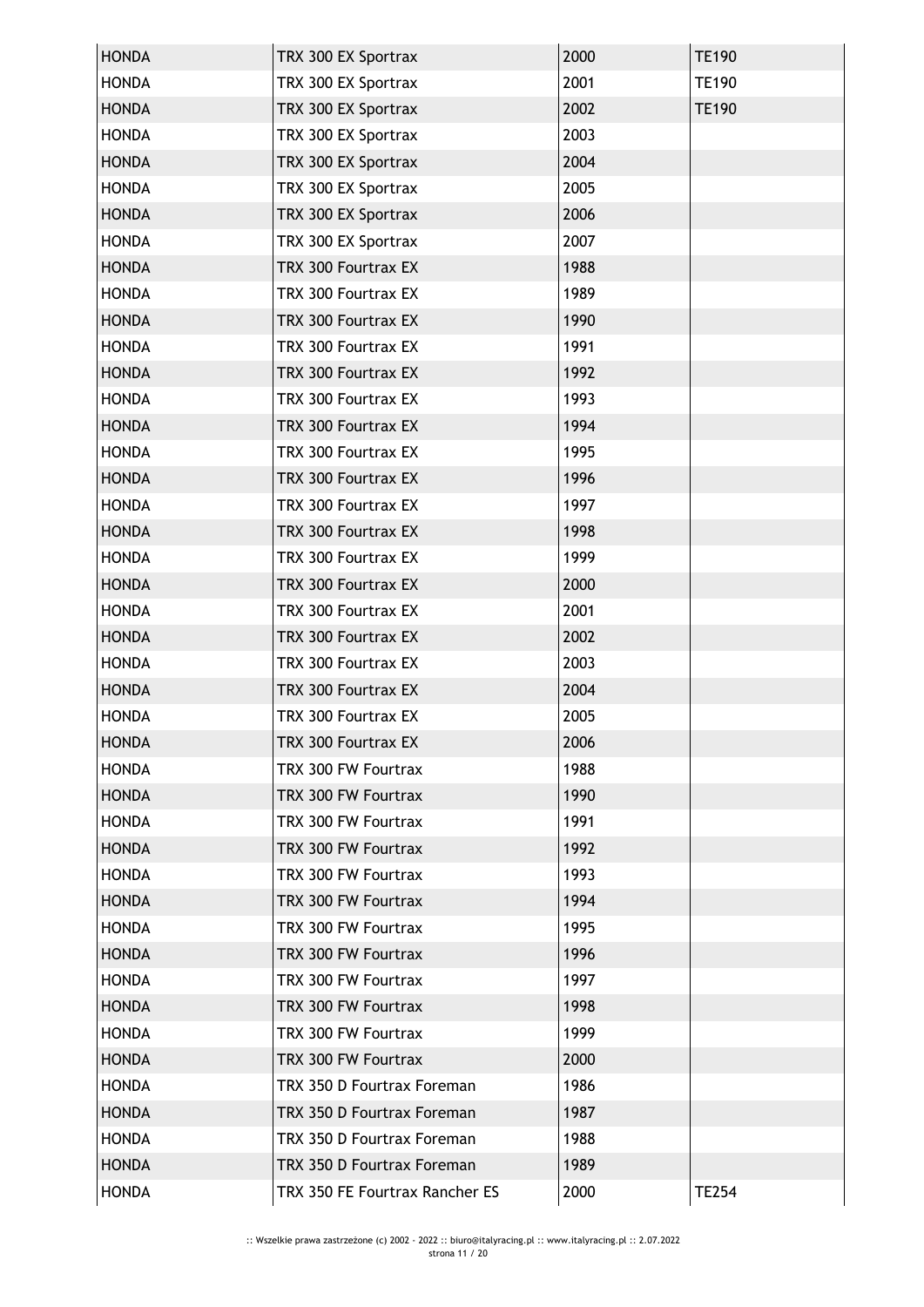| HONDA | TRX 300 EX Sportrax | 2000 | TE190 |
|---|---|---|---|
| HONDA | TRX 300 EX Sportrax | 2001 | TE190 |
| HONDA | TRX 300 EX Sportrax | 2002 | TE190 |
| HONDA | TRX 300 EX Sportrax | 2003 | |
| HONDA | TRX 300 EX Sportrax | 2004 | |
| HONDA | TRX 300 EX Sportrax | 2005 | |
| HONDA | TRX 300 EX Sportrax | 2006 | |
| HONDA | TRX 300 EX Sportrax | 2007 | |
| HONDA | TRX 300 Fourtrax EX | 1988 | |
| HONDA | TRX 300 Fourtrax EX | 1989 | |
| HONDA | TRX 300 Fourtrax EX | 1990 | |
| HONDA | TRX 300 Fourtrax EX | 1991 | |
| HONDA | TRX 300 Fourtrax EX | 1992 | |
| HONDA | TRX 300 Fourtrax EX | 1993 | |
| HONDA | TRX 300 Fourtrax EX | 1994 | |
| HONDA | TRX 300 Fourtrax EX | 1995 | |
| HONDA | TRX 300 Fourtrax EX | 1996 | |
| HONDA | TRX 300 Fourtrax EX | 1997 | |
| HONDA | TRX 300 Fourtrax EX | 1998 | |
| HONDA | TRX 300 Fourtrax EX | 1999 | |
| HONDA | TRX 300 Fourtrax EX | 2000 | |
| HONDA | TRX 300 Fourtrax EX | 2001 | |
| HONDA | TRX 300 Fourtrax EX | 2002 | |
| HONDA | TRX 300 Fourtrax EX | 2003 | |
| HONDA | TRX 300 Fourtrax EX | 2004 | |
| HONDA | TRX 300 Fourtrax EX | 2005 | |
| HONDA | TRX 300 Fourtrax EX | 2006 | |
| HONDA | TRX 300 FW Fourtrax | 1988 | |
| HONDA | TRX 300 FW Fourtrax | 1990 | |
| HONDA | TRX 300 FW Fourtrax | 1991 | |
| HONDA | TRX 300 FW Fourtrax | 1992 | |
| HONDA | TRX 300 FW Fourtrax | 1993 | |
| HONDA | TRX 300 FW Fourtrax | 1994 | |
| HONDA | TRX 300 FW Fourtrax | 1995 | |
| HONDA | TRX 300 FW Fourtrax | 1996 | |
| HONDA | TRX 300 FW Fourtrax | 1997 | |
| HONDA | TRX 300 FW Fourtrax | 1998 | |
| HONDA | TRX 300 FW Fourtrax | 1999 | |
| HONDA | TRX 300 FW Fourtrax | 2000 | |
| HONDA | TRX 350 D Fourtrax Foreman | 1986 | |
| HONDA | TRX 350 D Fourtrax Foreman | 1987 | |
| HONDA | TRX 350 D Fourtrax Foreman | 1988 | |
| HONDA | TRX 350 D Fourtrax Foreman | 1989 | |
| HONDA | TRX 350 FE Fourtrax Rancher ES | 2000 | TE254 |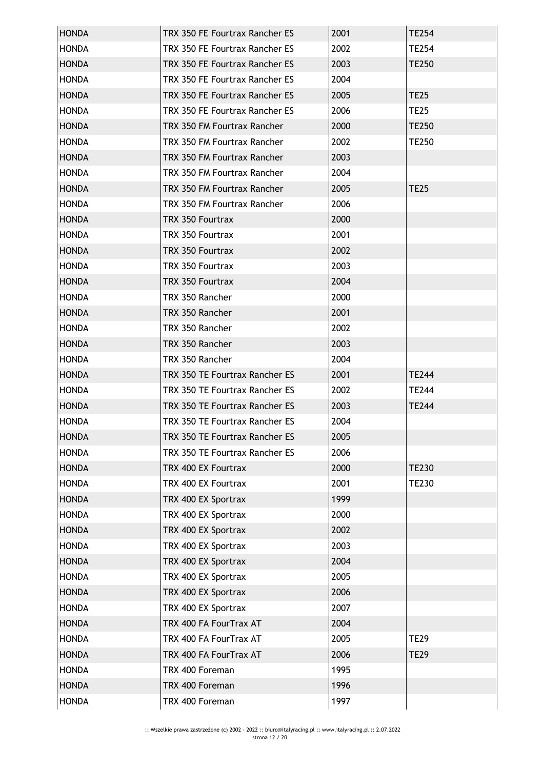| HONDA | TRX 350 FE Fourtrax Rancher ES | 2001 | TE254 |
|---|---|---|---|
| HONDA | TRX 350 FE Fourtrax Rancher ES | 2002 | TE254 |
| HONDA | TRX 350 FE Fourtrax Rancher ES | 2003 | TE250 |
| HONDA | TRX 350 FE Fourtrax Rancher ES | 2004 | |
| HONDA | TRX 350 FE Fourtrax Rancher ES | 2005 | TE25 |
| HONDA | TRX 350 FE Fourtrax Rancher ES | 2006 | TE25 |
| HONDA | TRX 350 FM Fourtrax Rancher | 2000 | TE250 |
| HONDA | TRX 350 FM Fourtrax Rancher | 2002 | TE250 |
| HONDA | TRX 350 FM Fourtrax Rancher | 2003 | |
| HONDA | TRX 350 FM Fourtrax Rancher | 2004 | |
| HONDA | TRX 350 FM Fourtrax Rancher | 2005 | TE25 |
| HONDA | TRX 350 FM Fourtrax Rancher | 2006 | |
| HONDA | TRX 350 Fourtrax | 2000 | |
| HONDA | TRX 350 Fourtrax | 2001 | |
| HONDA | TRX 350 Fourtrax | 2002 | |
| HONDA | TRX 350 Fourtrax | 2003 | |
| HONDA | TRX 350 Fourtrax | 2004 | |
| HONDA | TRX 350 Rancher | 2000 | |
| HONDA | TRX 350 Rancher | 2001 | |
| HONDA | TRX 350 Rancher | 2002 | |
| HONDA | TRX 350 Rancher | 2003 | |
| HONDA | TRX 350 Rancher | 2004 | |
| HONDA | TRX 350 TE Fourtrax Rancher ES | 2001 | TE244 |
| HONDA | TRX 350 TE Fourtrax Rancher ES | 2002 | TE244 |
| HONDA | TRX 350 TE Fourtrax Rancher ES | 2003 | TE244 |
| HONDA | TRX 350 TE Fourtrax Rancher ES | 2004 | |
| HONDA | TRX 350 TE Fourtrax Rancher ES | 2005 | |
| HONDA | TRX 350 TE Fourtrax Rancher ES | 2006 | |
| HONDA | TRX 400 EX Fourtrax | 2000 | TE230 |
| HONDA | TRX 400 EX Fourtrax | 2001 | TE230 |
| HONDA | TRX 400 EX Sportrax | 1999 | |
| HONDA | TRX 400 EX Sportrax | 2000 | |
| HONDA | TRX 400 EX Sportrax | 2002 | |
| HONDA | TRX 400 EX Sportrax | 2003 | |
| HONDA | TRX 400 EX Sportrax | 2004 | |
| HONDA | TRX 400 EX Sportrax | 2005 | |
| HONDA | TRX 400 EX Sportrax | 2006 | |
| HONDA | TRX 400 EX Sportrax | 2007 | |
| HONDA | TRX 400 FA FourTrax AT | 2004 | |
| HONDA | TRX 400 FA FourTrax AT | 2005 | TE29 |
| HONDA | TRX 400 FA FourTrax AT | 2006 | TE29 |
| HONDA | TRX 400 Foreman | 1995 | |
| HONDA | TRX 400 Foreman | 1996 | |
| HONDA | TRX 400 Foreman | 1997 | |

:: Wszelkie prawa zastrzeżone (c) 2002 - 2022 :: biuro@italyracing.pl :: www.italyracing.pl :: 2.07.2022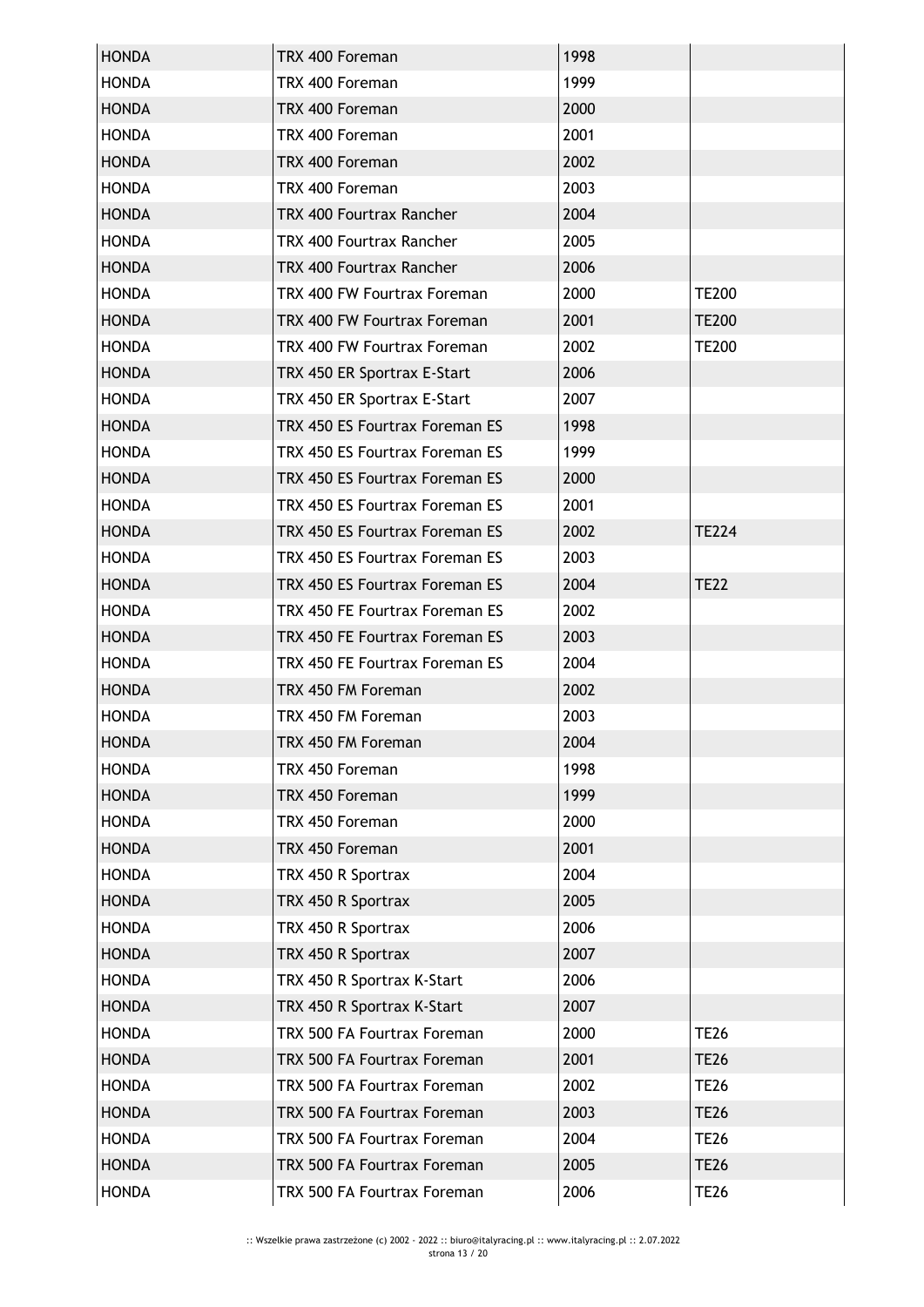| | | | |
|---|---|---|---|
| HONDA | TRX 400 Foreman | 1998 | |
| HONDA | TRX 400 Foreman | 1999 | |
| HONDA | TRX 400 Foreman | 2000 | |
| HONDA | TRX 400 Foreman | 2001 | |
| HONDA | TRX 400 Foreman | 2002 | |
| HONDA | TRX 400 Foreman | 2003 | |
| HONDA | TRX 400 Fourtrax Rancher | 2004 | |
| HONDA | TRX 400 Fourtrax Rancher | 2005 | |
| HONDA | TRX 400 Fourtrax Rancher | 2006 | |
| HONDA | TRX 400 FW Fourtrax Foreman | 2000 | TE200 |
| HONDA | TRX 400 FW Fourtrax Foreman | 2001 | TE200 |
| HONDA | TRX 400 FW Fourtrax Foreman | 2002 | TE200 |
| HONDA | TRX 450 ER Sportrax E-Start | 2006 | |
| HONDA | TRX 450 ER Sportrax E-Start | 2007 | |
| HONDA | TRX 450 ES Fourtrax Foreman ES | 1998 | |
| HONDA | TRX 450 ES Fourtrax Foreman ES | 1999 | |
| HONDA | TRX 450 ES Fourtrax Foreman ES | 2000 | |
| HONDA | TRX 450 ES Fourtrax Foreman ES | 2001 | |
| HONDA | TRX 450 ES Fourtrax Foreman ES | 2002 | TE224 |
| HONDA | TRX 450 ES Fourtrax Foreman ES | 2003 | |
| HONDA | TRX 450 ES Fourtrax Foreman ES | 2004 | TE22 |
| HONDA | TRX 450 FE Fourtrax Foreman ES | 2002 | |
| HONDA | TRX 450 FE Fourtrax Foreman ES | 2003 | |
| HONDA | TRX 450 FE Fourtrax Foreman ES | 2004 | |
| HONDA | TRX 450 FM Foreman | 2002 | |
| HONDA | TRX 450 FM Foreman | 2003 | |
| HONDA | TRX 450 FM Foreman | 2004 | |
| HONDA | TRX 450 Foreman | 1998 | |
| HONDA | TRX 450 Foreman | 1999 | |
| HONDA | TRX 450 Foreman | 2000 | |
| HONDA | TRX 450 Foreman | 2001 | |
| HONDA | TRX 450 R Sportrax | 2004 | |
| HONDA | TRX 450 R Sportrax | 2005 | |
| HONDA | TRX 450 R Sportrax | 2006 | |
| HONDA | TRX 450 R Sportrax | 2007 | |
| HONDA | TRX 450 R Sportrax K-Start | 2006 | |
| HONDA | TRX 450 R Sportrax K-Start | 2007 | |
| HONDA | TRX 500 FA Fourtrax Foreman | 2000 | TE26 |
| HONDA | TRX 500 FA Fourtrax Foreman | 2001 | TE26 |
| HONDA | TRX 500 FA Fourtrax Foreman | 2002 | TE26 |
| HONDA | TRX 500 FA Fourtrax Foreman | 2003 | TE26 |
| HONDA | TRX 500 FA Fourtrax Foreman | 2004 | TE26 |
| HONDA | TRX 500 FA Fourtrax Foreman | 2005 | TE26 |
| HONDA | TRX 500 FA Fourtrax Foreman | 2006 | TE26 |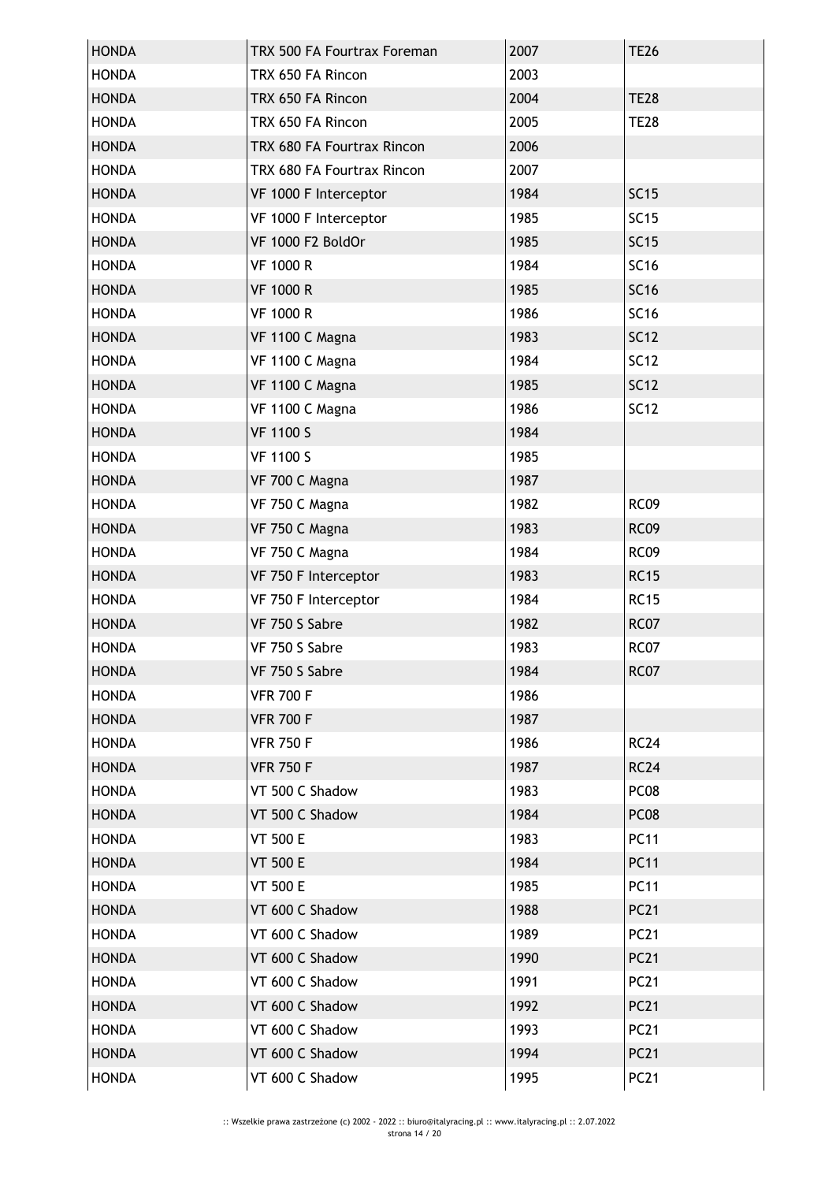| HONDA | TRX 500 FA Fourtrax Foreman | 2007 | TE26 |
|---|---|---|---|
| HONDA | TRX 650 FA Rincon | 2003 | |
| HONDA | TRX 650 FA Rincon | 2004 | TE28 |
| HONDA | TRX 650 FA Rincon | 2005 | TE28 |
| HONDA | TRX 680 FA Fourtrax Rincon | 2006 | |
| HONDA | TRX 680 FA Fourtrax Rincon | 2007 | |
| HONDA | VF 1000 F Interceptor | 1984 | SC15 |
| HONDA | VF 1000 F Interceptor | 1985 | SC15 |
| HONDA | VF 1000 F2 BoldOr | 1985 | SC15 |
| HONDA | VF 1000 R | 1984 | SC16 |
| HONDA | VF 1000 R | 1985 | SC16 |
| HONDA | VF 1000 R | 1986 | SC16 |
| HONDA | VF 1100 C Magna | 1983 | SC12 |
| HONDA | VF 1100 C Magna | 1984 | SC12 |
| HONDA | VF 1100 C Magna | 1985 | SC12 |
| HONDA | VF 1100 C Magna | 1986 | SC12 |
| HONDA | VF 1100 S | 1984 | |
| HONDA | VF 1100 S | 1985 | |
| HONDA | VF 700 C Magna | 1987 | |
| HONDA | VF 750 C Magna | 1982 | RC09 |
| HONDA | VF 750 C Magna | 1983 | RC09 |
| HONDA | VF 750 C Magna | 1984 | RC09 |
| HONDA | VF 750 F Interceptor | 1983 | RC15 |
| HONDA | VF 750 F Interceptor | 1984 | RC15 |
| HONDA | VF 750 S Sabre | 1982 | RC07 |
| HONDA | VF 750 S Sabre | 1983 | RC07 |
| HONDA | VF 750 S Sabre | 1984 | RC07 |
| HONDA | VFR 700 F | 1986 | |
| HONDA | VFR 700 F | 1987 | |
| HONDA | VFR 750 F | 1986 | RC24 |
| HONDA | VFR 750 F | 1987 | RC24 |
| HONDA | VT 500 C Shadow | 1983 | PC08 |
| HONDA | VT 500 C Shadow | 1984 | PC08 |
| HONDA | VT 500 E | 1983 | PC11 |
| HONDA | VT 500 E | 1984 | PC11 |
| HONDA | VT 500 E | 1985 | PC11 |
| HONDA | VT 600 C Shadow | 1988 | PC21 |
| HONDA | VT 600 C Shadow | 1989 | PC21 |
| HONDA | VT 600 C Shadow | 1990 | PC21 |
| HONDA | VT 600 C Shadow | 1991 | PC21 |
| HONDA | VT 600 C Shadow | 1992 | PC21 |
| HONDA | VT 600 C Shadow | 1993 | PC21 |
| HONDA | VT 600 C Shadow | 1994 | PC21 |
| HONDA | VT 600 C Shadow | 1995 | PC21 |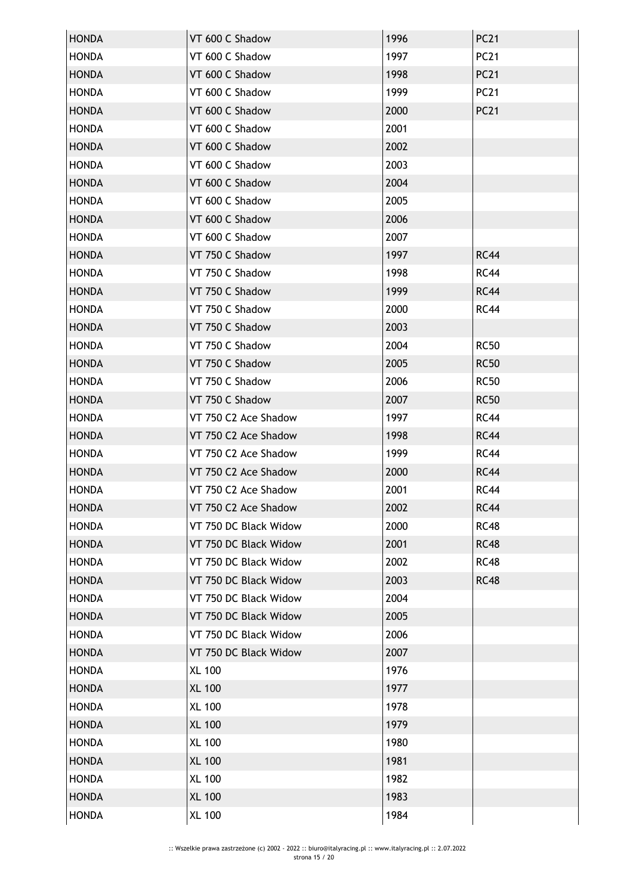| HONDA | VT 600 C Shadow | 1996 | PC21 |
|---|---|---|---|
| HONDA | VT 600 C Shadow | 1997 | PC21 |
| HONDA | VT 600 C Shadow | 1998 | PC21 |
| HONDA | VT 600 C Shadow | 1999 | PC21 |
| HONDA | VT 600 C Shadow | 2000 | PC21 |
| HONDA | VT 600 C Shadow | 2001 | |
| HONDA | VT 600 C Shadow | 2002 | |
| HONDA | VT 600 C Shadow | 2003 | |
| HONDA | VT 600 C Shadow | 2004 | |
| HONDA | VT 600 C Shadow | 2005 | |
| HONDA | VT 600 C Shadow | 2006 | |
| HONDA | VT 600 C Shadow | 2007 | |
| HONDA | VT 750 C Shadow | 1997 | RC44 |
| HONDA | VT 750 C Shadow | 1998 | RC44 |
| HONDA | VT 750 C Shadow | 1999 | RC44 |
| HONDA | VT 750 C Shadow | 2000 | RC44 |
| HONDA | VT 750 C Shadow | 2003 | |
| HONDA | VT 750 C Shadow | 2004 | RC50 |
| HONDA | VT 750 C Shadow | 2005 | RC50 |
| HONDA | VT 750 C Shadow | 2006 | RC50 |
| HONDA | VT 750 C Shadow | 2007 | RC50 |
| HONDA | VT 750 C2 Ace Shadow | 1997 | RC44 |
| HONDA | VT 750 C2 Ace Shadow | 1998 | RC44 |
| HONDA | VT 750 C2 Ace Shadow | 1999 | RC44 |
| HONDA | VT 750 C2 Ace Shadow | 2000 | RC44 |
| HONDA | VT 750 C2 Ace Shadow | 2001 | RC44 |
| HONDA | VT 750 C2 Ace Shadow | 2002 | RC44 |
| HONDA | VT 750 DC Black Widow | 2000 | RC48 |
| HONDA | VT 750 DC Black Widow | 2001 | RC48 |
| HONDA | VT 750 DC Black Widow | 2002 | RC48 |
| HONDA | VT 750 DC Black Widow | 2003 | RC48 |
| HONDA | VT 750 DC Black Widow | 2004 | |
| HONDA | VT 750 DC Black Widow | 2005 | |
| HONDA | VT 750 DC Black Widow | 2006 | |
| HONDA | VT 750 DC Black Widow | 2007 | |
| HONDA | XL 100 | 1976 | |
| HONDA | XL 100 | 1977 | |
| HONDA | XL 100 | 1978 | |
| HONDA | XL 100 | 1979 | |
| HONDA | XL 100 | 1980 | |
| HONDA | XL 100 | 1981 | |
| HONDA | XL 100 | 1982 | |
| HONDA | XL 100 | 1983 | |
| HONDA | XL 100 | 1984 | |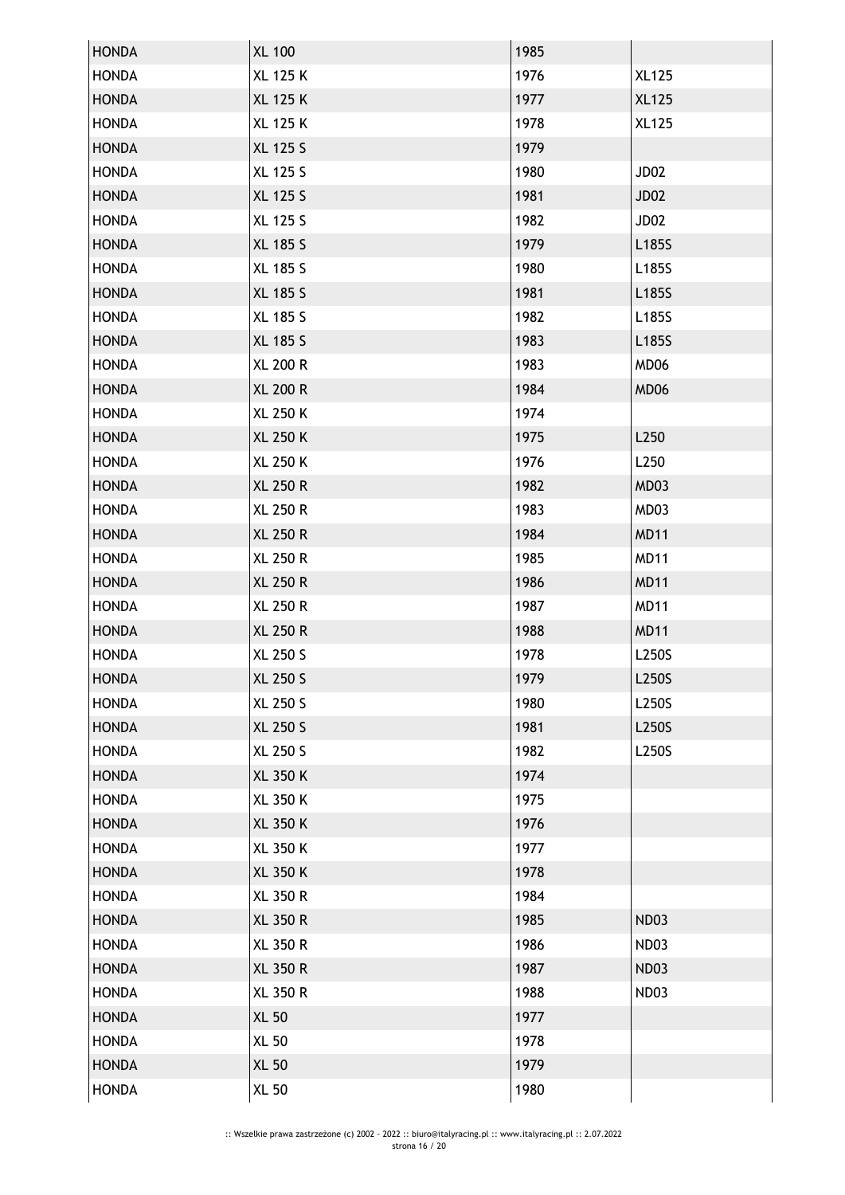| HONDA | XL 100 | 1985 | |
|---|---|---|---|
| HONDA | XL 125 K | 1976 | XL125 |
| HONDA | XL 125 K | 1977 | XL125 |
| HONDA | XL 125 K | 1978 | XL125 |
| HONDA | XL 125 S | 1979 | |
| HONDA | XL 125 S | 1980 | JD02 |
| HONDA | XL 125 S | 1981 | JD02 |
| HONDA | XL 125 S | 1982 | JD02 |
| HONDA | XL 185 S | 1979 | L185S |
| HONDA | XL 185 S | 1980 | L185S |
| HONDA | XL 185 S | 1981 | L185S |
| HONDA | XL 185 S | 1982 | L185S |
| HONDA | XL 185 S | 1983 | L185S |
| HONDA | XL 200 R | 1983 | MD06 |
| HONDA | XL 200 R | 1984 | MD06 |
| HONDA | XL 250 K | 1974 | |
| HONDA | XL 250 K | 1975 | L250 |
| HONDA | XL 250 K | 1976 | L250 |
| HONDA | XL 250 R | 1982 | MD03 |
| HONDA | XL 250 R | 1983 | MD03 |
| HONDA | XL 250 R | 1984 | MD11 |
| HONDA | XL 250 R | 1985 | MD11 |
| HONDA | XL 250 R | 1986 | MD11 |
| HONDA | XL 250 R | 1987 | MD11 |
| HONDA | XL 250 R | 1988 | MD11 |
| HONDA | XL 250 S | 1978 | L250S |
| HONDA | XL 250 S | 1979 | L250S |
| HONDA | XL 250 S | 1980 | L250S |
| HONDA | XL 250 S | 1981 | L250S |
| HONDA | XL 250 S | 1982 | L250S |
| HONDA | XL 350 K | 1974 | |
| HONDA | XL 350 K | 1975 | |
| HONDA | XL 350 K | 1976 | |
| HONDA | XL 350 K | 1977 | |
| HONDA | XL 350 K | 1978 | |
| HONDA | XL 350 R | 1984 | |
| HONDA | XL 350 R | 1985 | ND03 |
| HONDA | XL 350 R | 1986 | ND03 |
| HONDA | XL 350 R | 1987 | ND03 |
| HONDA | XL 350 R | 1988 | ND03 |
| HONDA | XL 50 | 1977 | |
| HONDA | XL 50 | 1978 | |
| HONDA | XL 50 | 1979 | |
| HONDA | XL 50 | 1980 | |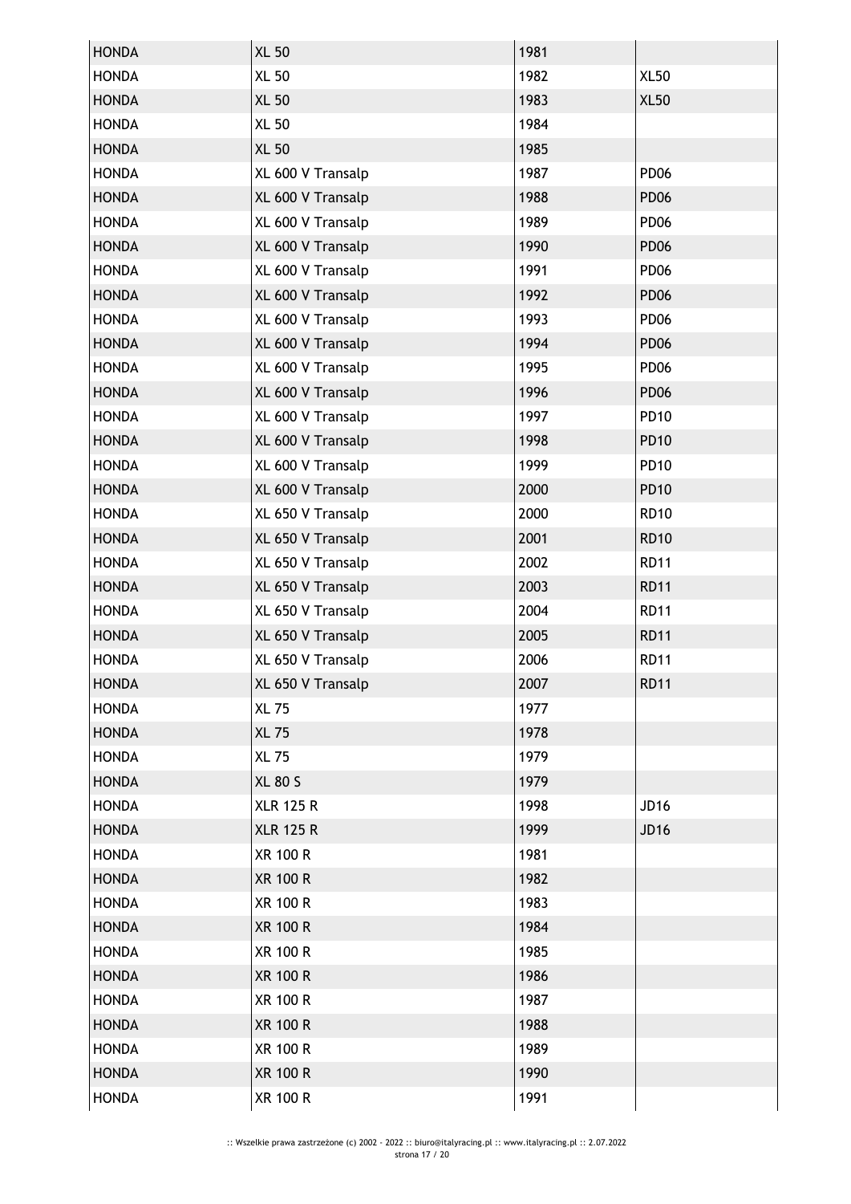| | | | |
|---|---|---|---|
| HONDA | XL 50 | 1981 | |
| HONDA | XL 50 | 1982 | XL50 |
| HONDA | XL 50 | 1983 | XL50 |
| HONDA | XL 50 | 1984 | |
| HONDA | XL 50 | 1985 | |
| HONDA | XL 600 V Transalp | 1987 | PD06 |
| HONDA | XL 600 V Transalp | 1988 | PD06 |
| HONDA | XL 600 V Transalp | 1989 | PD06 |
| HONDA | XL 600 V Transalp | 1990 | PD06 |
| HONDA | XL 600 V Transalp | 1991 | PD06 |
| HONDA | XL 600 V Transalp | 1992 | PD06 |
| HONDA | XL 600 V Transalp | 1993 | PD06 |
| HONDA | XL 600 V Transalp | 1994 | PD06 |
| HONDA | XL 600 V Transalp | 1995 | PD06 |
| HONDA | XL 600 V Transalp | 1996 | PD06 |
| HONDA | XL 600 V Transalp | 1997 | PD10 |
| HONDA | XL 600 V Transalp | 1998 | PD10 |
| HONDA | XL 600 V Transalp | 1999 | PD10 |
| HONDA | XL 600 V Transalp | 2000 | PD10 |
| HONDA | XL 650 V Transalp | 2000 | RD10 |
| HONDA | XL 650 V Transalp | 2001 | RD10 |
| HONDA | XL 650 V Transalp | 2002 | RD11 |
| HONDA | XL 650 V Transalp | 2003 | RD11 |
| HONDA | XL 650 V Transalp | 2004 | RD11 |
| HONDA | XL 650 V Transalp | 2005 | RD11 |
| HONDA | XL 650 V Transalp | 2006 | RD11 |
| HONDA | XL 650 V Transalp | 2007 | RD11 |
| HONDA | XL 75 | 1977 | |
| HONDA | XL 75 | 1978 | |
| HONDA | XL 75 | 1979 | |
| HONDA | XL 80 S | 1979 | |
| HONDA | XLR 125 R | 1998 | JD16 |
| HONDA | XLR 125 R | 1999 | JD16 |
| HONDA | XR 100 R | 1981 | |
| HONDA | XR 100 R | 1982 | |
| HONDA | XR 100 R | 1983 | |
| HONDA | XR 100 R | 1984 | |
| HONDA | XR 100 R | 1985 | |
| HONDA | XR 100 R | 1986 | |
| HONDA | XR 100 R | 1987 | |
| HONDA | XR 100 R | 1988 | |
| HONDA | XR 100 R | 1989 | |
| HONDA | XR 100 R | 1990 | |
| HONDA | XR 100 R | 1991 | |

:: Wszelkie prawa zastrzeżone (c) 2002 - 2022 :: biuro@italyracing.pl :: www.italyracing.pl :: 2.07.2022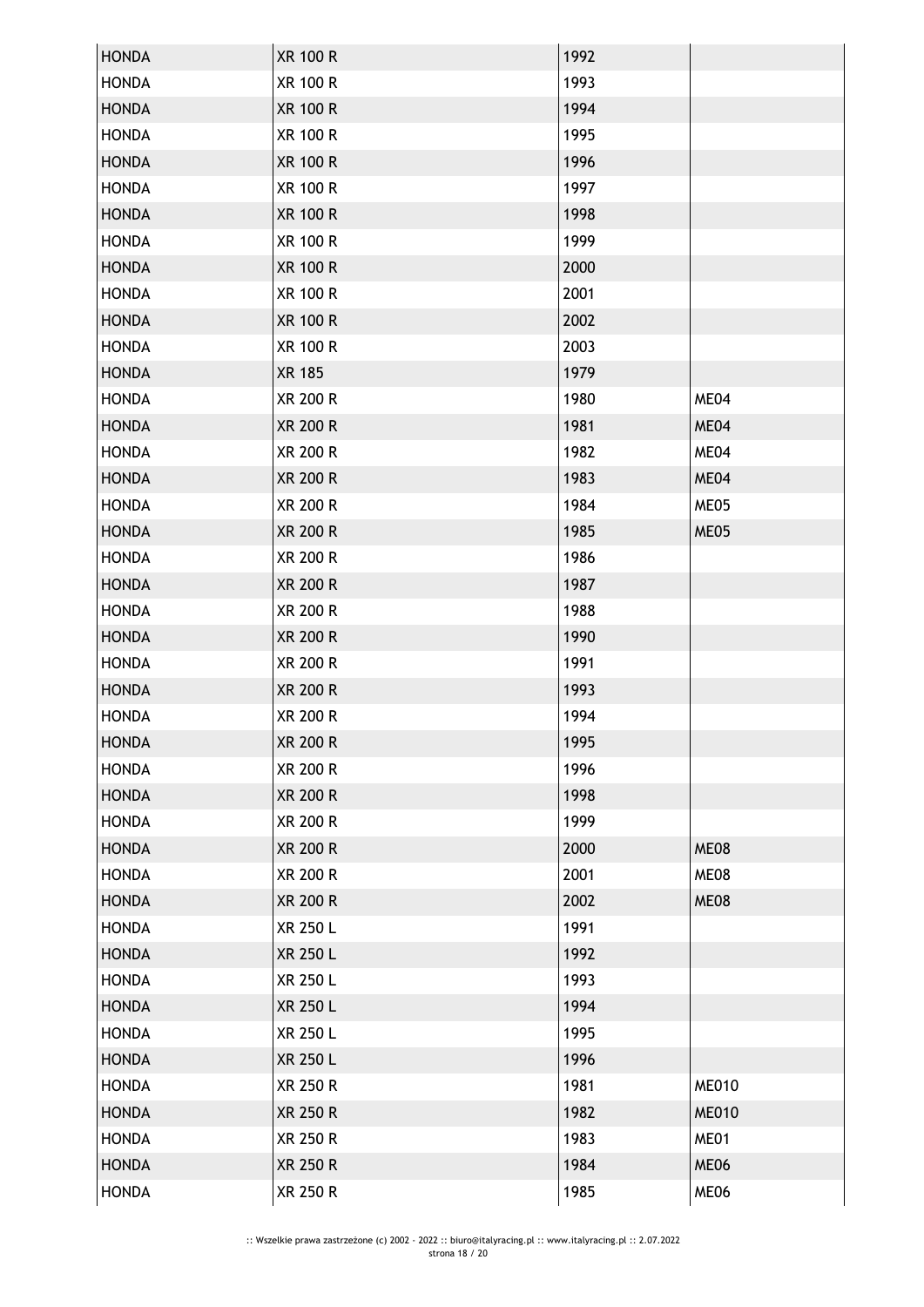| | | | |
|---|---|---|---|
| HONDA | XR 100 R | 1992 | |
| HONDA | XR 100 R | 1993 | |
| HONDA | XR 100 R | 1994 | |
| HONDA | XR 100 R | 1995 | |
| HONDA | XR 100 R | 1996 | |
| HONDA | XR 100 R | 1997 | |
| HONDA | XR 100 R | 1998 | |
| HONDA | XR 100 R | 1999 | |
| HONDA | XR 100 R | 2000 | |
| HONDA | XR 100 R | 2001 | |
| HONDA | XR 100 R | 2002 | |
| HONDA | XR 100 R | 2003 | |
| HONDA | XR 185 | 1979 | |
| HONDA | XR 200 R | 1980 | ME04 |
| HONDA | XR 200 R | 1981 | ME04 |
| HONDA | XR 200 R | 1982 | ME04 |
| HONDA | XR 200 R | 1983 | ME04 |
| HONDA | XR 200 R | 1984 | ME05 |
| HONDA | XR 200 R | 1985 | ME05 |
| HONDA | XR 200 R | 1986 | |
| HONDA | XR 200 R | 1987 | |
| HONDA | XR 200 R | 1988 | |
| HONDA | XR 200 R | 1990 | |
| HONDA | XR 200 R | 1991 | |
| HONDA | XR 200 R | 1993 | |
| HONDA | XR 200 R | 1994 | |
| HONDA | XR 200 R | 1995 | |
| HONDA | XR 200 R | 1996 | |
| HONDA | XR 200 R | 1998 | |
| HONDA | XR 200 R | 1999 | |
| HONDA | XR 200 R | 2000 | ME08 |
| HONDA | XR 200 R | 2001 | ME08 |
| HONDA | XR 200 R | 2002 | ME08 |
| HONDA | XR 250 L | 1991 | |
| HONDA | XR 250 L | 1992 | |
| HONDA | XR 250 L | 1993 | |
| HONDA | XR 250 L | 1994 | |
| HONDA | XR 250 L | 1995 | |
| HONDA | XR 250 L | 1996 | |
| HONDA | XR 250 R | 1981 | ME010 |
| HONDA | XR 250 R | 1982 | ME010 |
| HONDA | XR 250 R | 1983 | ME01 |
| HONDA | XR 250 R | 1984 | ME06 |
| HONDA | XR 250 R | 1985 | ME06 |

:: Wszelkie prawa zastrzeżone (c) 2002 - 2022 :: biuro@italyracing.pl :: www.italyracing.pl :: 2.07.2022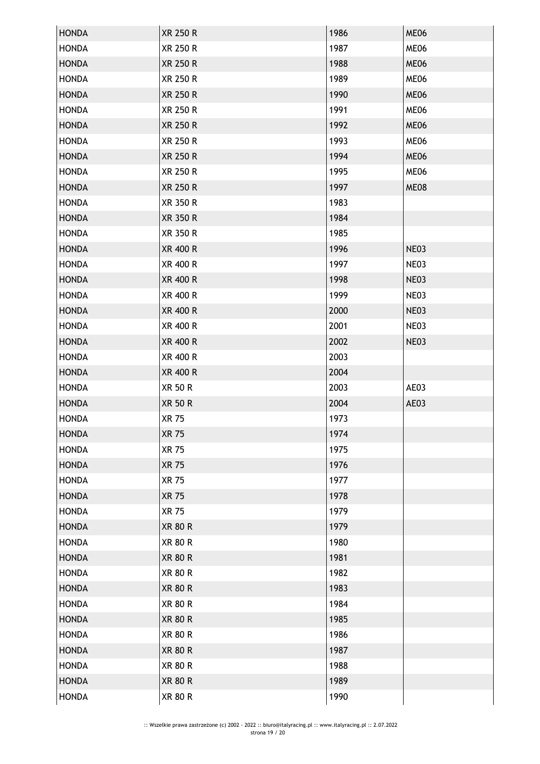| HONDA | XR 250 R | 1986 | ME06 |
|---|---|---|---|
| HONDA | XR 250 R | 1987 | ME06 |
| HONDA | XR 250 R | 1988 | ME06 |
| HONDA | XR 250 R | 1989 | ME06 |
| HONDA | XR 250 R | 1990 | ME06 |
| HONDA | XR 250 R | 1991 | ME06 |
| HONDA | XR 250 R | 1992 | ME06 |
| HONDA | XR 250 R | 1993 | ME06 |
| HONDA | XR 250 R | 1994 | ME06 |
| HONDA | XR 250 R | 1995 | ME06 |
| HONDA | XR 250 R | 1997 | ME08 |
| HONDA | XR 350 R | 1983 | |
| HONDA | XR 350 R | 1984 | |
| HONDA | XR 350 R | 1985 | |
| HONDA | XR 400 R | 1996 | NE03 |
| HONDA | XR 400 R | 1997 | NE03 |
| HONDA | XR 400 R | 1998 | NE03 |
| HONDA | XR 400 R | 1999 | NE03 |
| HONDA | XR 400 R | 2000 | NE03 |
| HONDA | XR 400 R | 2001 | NE03 |
| HONDA | XR 400 R | 2002 | NE03 |
| HONDA | XR 400 R | 2003 | |
| HONDA | XR 400 R | 2004 | |
| HONDA | XR 50 R | 2003 | AE03 |
| HONDA | XR 50 R | 2004 | AE03 |
| HONDA | XR 75 | 1973 | |
| HONDA | XR 75 | 1974 | |
| HONDA | XR 75 | 1975 | |
| HONDA | XR 75 | 1976 | |
| HONDA | XR 75 | 1977 | |
| HONDA | XR 75 | 1978 | |
| HONDA | XR 75 | 1979 | |
| HONDA | XR 80 R | 1979 | |
| HONDA | XR 80 R | 1980 | |
| HONDA | XR 80 R | 1981 | |
| HONDA | XR 80 R | 1982 | |
| HONDA | XR 80 R | 1983 | |
| HONDA | XR 80 R | 1984 | |
| HONDA | XR 80 R | 1985 | |
| HONDA | XR 80 R | 1986 | |
| HONDA | XR 80 R | 1987 | |
| HONDA | XR 80 R | 1988 | |
| HONDA | XR 80 R | 1989 | |
| HONDA | XR 80 R | 1990 | |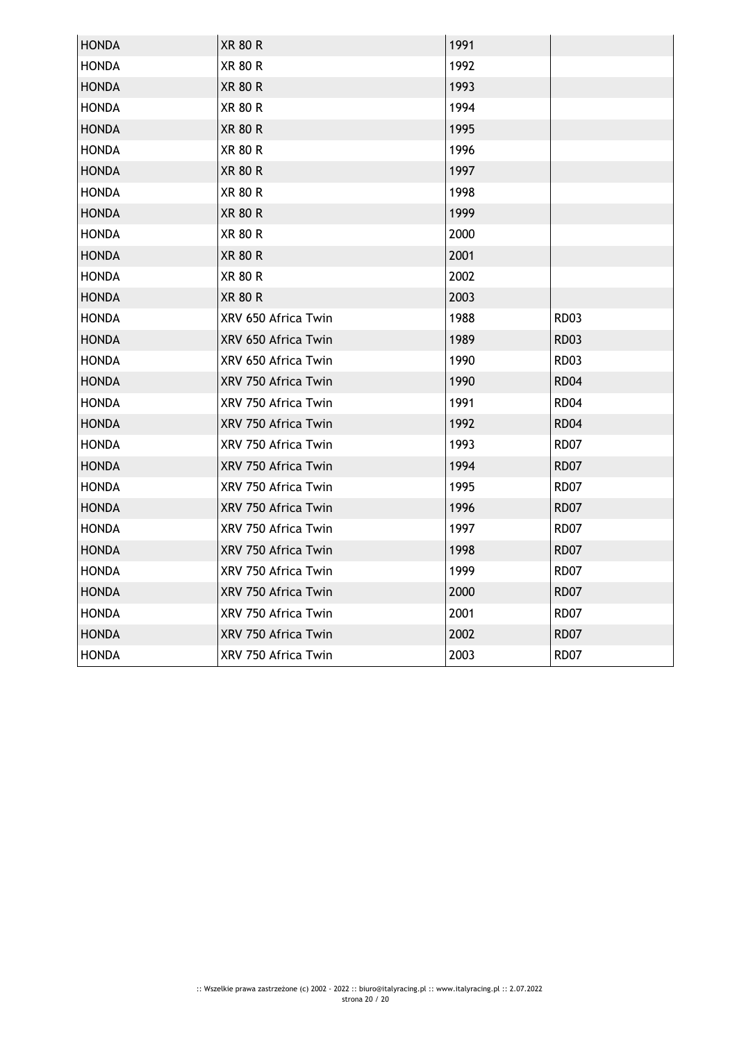| | | | |
|---|---|---|---|
| HONDA | XR 80 R | 1991 | |
| HONDA | XR 80 R | 1992 | |
| HONDA | XR 80 R | 1993 | |
| HONDA | XR 80 R | 1994 | |
| HONDA | XR 80 R | 1995 | |
| HONDA | XR 80 R | 1996 | |
| HONDA | XR 80 R | 1997 | |
| HONDA | XR 80 R | 1998 | |
| HONDA | XR 80 R | 1999 | |
| HONDA | XR 80 R | 2000 | |
| HONDA | XR 80 R | 2001 | |
| HONDA | XR 80 R | 2002 | |
| HONDA | XR 80 R | 2003 | |
| HONDA | XRV 650 Africa Twin | 1988 | RD03 |
| HONDA | XRV 650 Africa Twin | 1989 | RD03 |
| HONDA | XRV 650 Africa Twin | 1990 | RD03 |
| HONDA | XRV 750 Africa Twin | 1990 | RD04 |
| HONDA | XRV 750 Africa Twin | 1991 | RD04 |
| HONDA | XRV 750 Africa Twin | 1992 | RD04 |
| HONDA | XRV 750 Africa Twin | 1993 | RD07 |
| HONDA | XRV 750 Africa Twin | 1994 | RD07 |
| HONDA | XRV 750 Africa Twin | 1995 | RD07 |
| HONDA | XRV 750 Africa Twin | 1996 | RD07 |
| HONDA | XRV 750 Africa Twin | 1997 | RD07 |
| HONDA | XRV 750 Africa Twin | 1998 | RD07 |
| HONDA | XRV 750 Africa Twin | 1999 | RD07 |
| HONDA | XRV 750 Africa Twin | 2000 | RD07 |
| HONDA | XRV 750 Africa Twin | 2001 | RD07 |
| HONDA | XRV 750 Africa Twin | 2002 | RD07 |
| HONDA | XRV 750 Africa Twin | 2003 | RD07 |